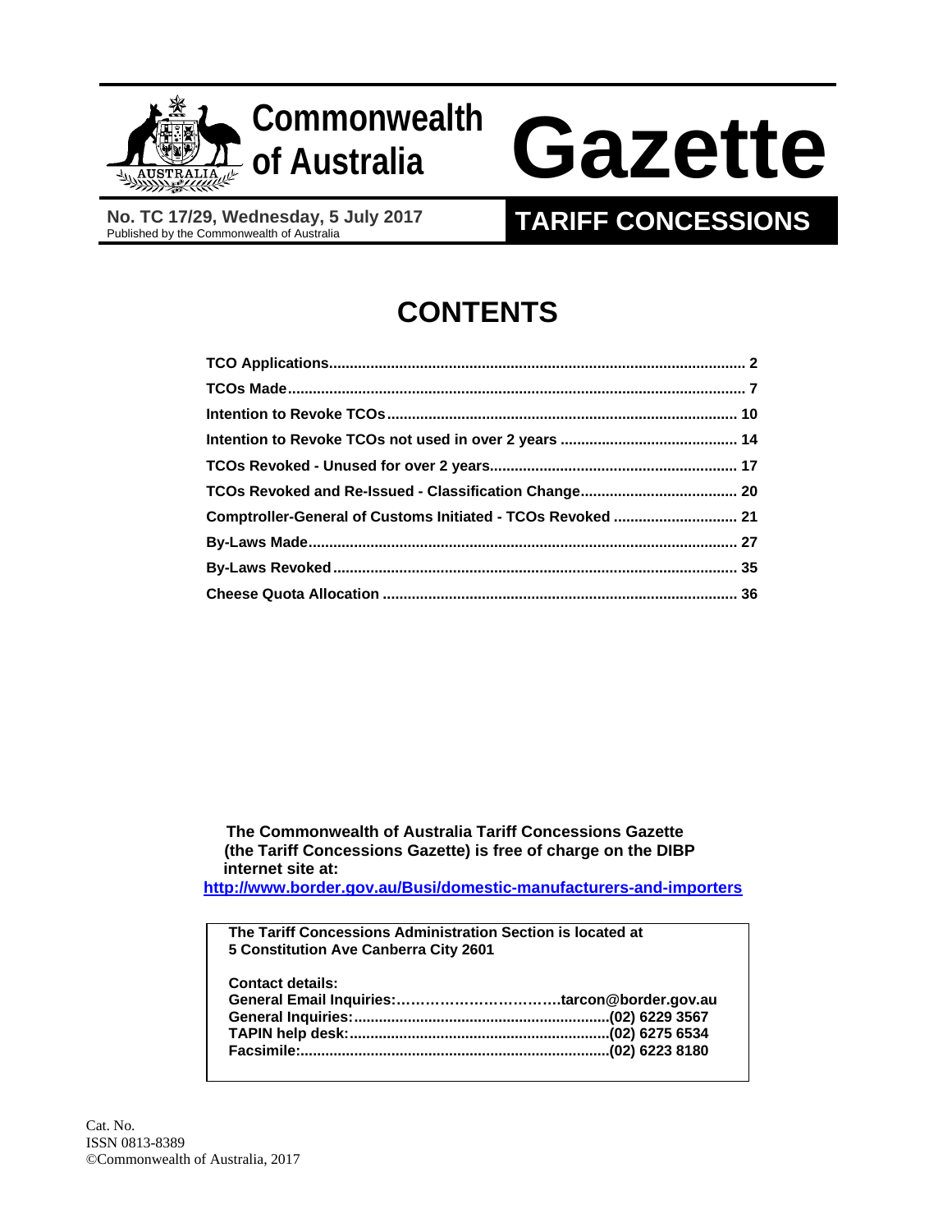# Commonwealth of Australia Gazette

**No. TC 17/29, Wednesday, 5 July 2017**
Published by the Commonwealth of Australia

## TARIFF CONCESSIONS

## CONTENTS

| | |
|---|---|
| **TCO Applications** | **2** |
| **TCOs Made** | **7** |
| **Intention to Revoke TCOs** | **10** |
| **Intention to Revoke TCOs not used in over 2 years** | **14** |
| **TCOs Revoked - Unused for over 2 years** | **17** |
| **TCOs Revoked and Re-Issued - Classification Change** | **20** |
| **Comptroller-General of Customs Initiated - TCOs Revoked** | **21** |
| **By-Laws Made** | **27** |
| **By-Laws Revoked** | **35** |
| **Cheese Quota Allocation** | **36** |

**The Commonwealth of Australia Tariff Concessions Gazette (the Tariff Concessions Gazette) is free of charge on the DIBP internet site at:**
**http://www.border.gov.au/Busi/domestic-manufacturers-and-importers**

**The Tariff Concessions Administration Section is located at 5 Constitution Ave Canberra City 2601**

**Contact details:**
**General Email Inquiries:……………………………tarcon@border.gov.au**
**General Inquiries:............................................................(02) 6229 3567**
**TAPIN help desk:.............................................................(02) 6275 6534**
**Facsimile:.........................................................................(02) 6223 8180**

Cat. No.
ISSN 0813-8389
©Commonwealth of Australia, 2017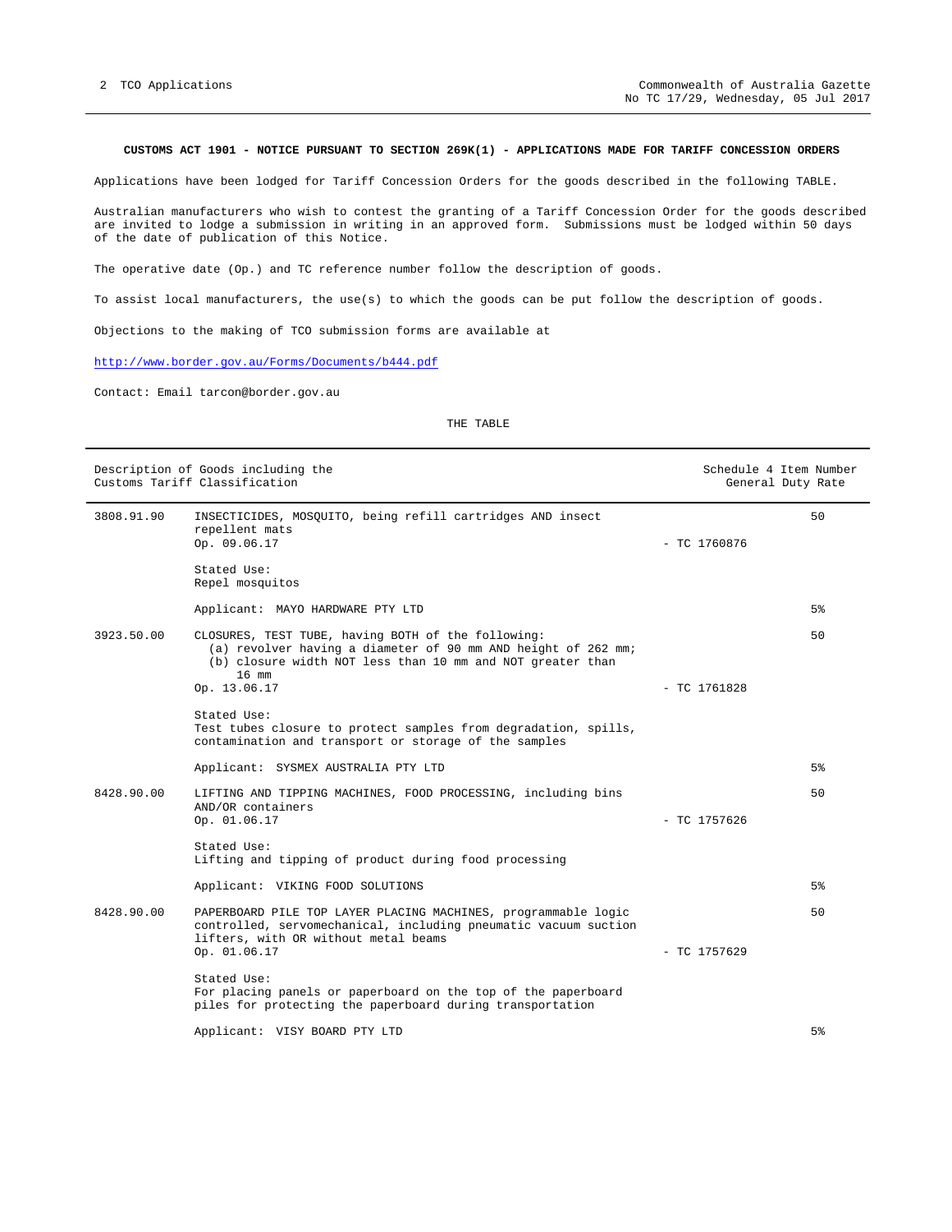## CUSTOMS ACT 1901 - NOTICE PURSUANT TO SECTION 269K(1) - APPLICATIONS MADE FOR TARIFF CONCESSION ORDERS

Applications have been lodged for Tariff Concession Orders for the goods described in the following TABLE.

Australian manufacturers who wish to contest the granting of a Tariff Concession Order for the goods described are invited to lodge a submission in writing in an approved form. Submissions must be lodged within 50 days of the date of publication of this Notice.

The operative date (Op.) and TC reference number follow the description of goods.

To assist local manufacturers, the use(s) to which the goods can be put follow the description of goods.

Objections to the making of TCO submission forms are available at

http://www.border.gov.au/Forms/Documents/b444.pdf

Contact: Email tarcon@border.gov.au

THE TABLE

| Description of Goods including the Customs Tariff Classification | | | Schedule 4 Item Number General Duty Rate |
|---|---|---|---|
| 3808.91.90 | INSECTICIDES, MOSQUITO, being refill cartridges AND insect repellent mats<br>Op. 09.06.17<br><br>Stated Use:<br>Repel mosquitos<br><br>Applicant: MAYO HARDWARE PTY LTD | - TC 1760876 | 50<br><br>5% |
| 3923.50.00 | CLOSURES, TEST TUBE, having BOTH of the following:<br>(a) revolver having a diameter of 90 mm AND height of 262 mm;<br>(b) closure width NOT less than 10 mm and NOT greater than 16 mm<br>Op. 13.06.17<br><br>Stated Use:<br>Test tubes closure to protect samples from degradation, spills, contamination and transport or storage of the samples<br><br>Applicant: SYSMEX AUSTRALIA PTY LTD | - TC 1761828 | 50<br><br>5% |
| 8428.90.00 | LIFTING AND TIPPING MACHINES, FOOD PROCESSING, including bins AND/OR containers<br>Op. 01.06.17<br><br>Stated Use:<br>Lifting and tipping of product during food processing<br><br>Applicant: VIKING FOOD SOLUTIONS | - TC 1757626 | 50<br><br>5% |
| 8428.90.00 | PAPERBOARD PILE TOP LAYER PLACING MACHINES, programmable logic controlled, servomechanical, including pneumatic vacuum suction lifters, with OR without metal beams<br>Op. 01.06.17<br><br>Stated Use:<br>For placing panels or paperboard on the top of the paperboard piles for protecting the paperboard during transportation<br><br>Applicant: VISY BOARD PTY LTD | - TC 1757629 | 50<br><br>5% |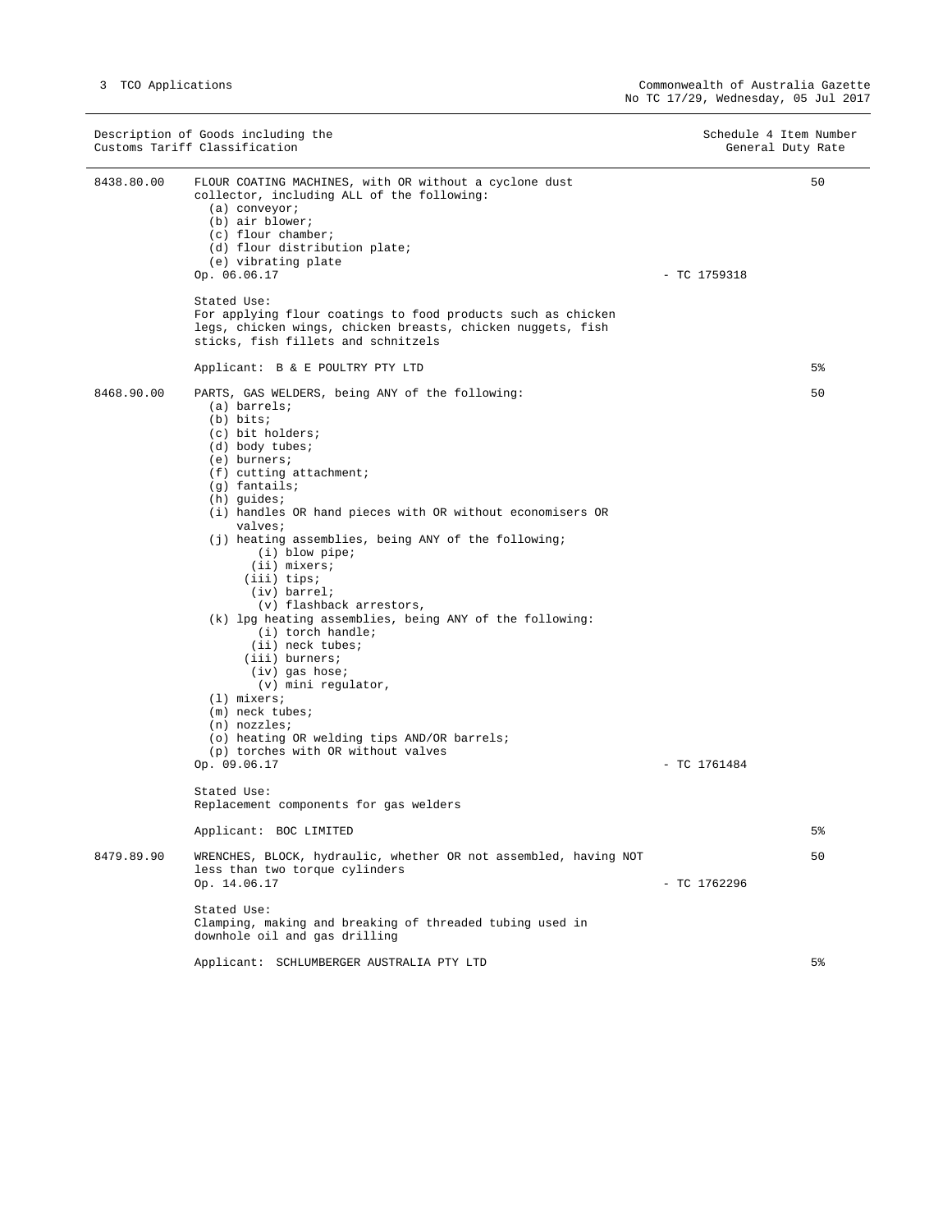| Description of Goods including the Customs Tariff Classification | | Schedule 4 Item Number | General Duty Rate |
|---|---|---|---|
| 8438.80.00 | FLOUR COATING MACHINES, with OR without a cyclone dust collector, including ALL of the following:<br>(a) conveyor;<br>(b) air blower;<br>(c) flour chamber;<br>(d) flour distribution plate;<br>(e) vibrating plate<br>Op. 06.06.17<br><br>Stated Use:<br>For applying flour coatings to food products such as chicken legs, chicken wings, chicken breasts, chicken nuggets, fish sticks, fish fillets and schnitzels<br><br>Applicant: B & E POULTRY PTY LTD | - TC 1759318 | 50<br><br>5% |
| 8468.90.00 | PARTS, GAS WELDERS, being ANY of the following:<br>(a) barrels;<br>(b) bits;<br>(c) bit holders;<br>(d) body tubes;<br>(e) burners;<br>(f) cutting attachment;<br>(g) fantails;<br>(h) guides;<br>(i) handles OR hand pieces with OR without economisers OR valves;<br>(j) heating assemblies, being ANY of the following;<br>(i) blow pipe;<br>(ii) mixers;<br>(iii) tips;<br>(iv) barrel;<br>(v) flashback arrestors,<br>(k) lpg heating assemblies, being ANY of the following:<br>(i) torch handle;<br>(ii) neck tubes;<br>(iii) burners;<br>(iv) gas hose;<br>(v) mini regulator,<br>(l) mixers;<br>(m) neck tubes;<br>(n) nozzles;<br>(o) heating OR welding tips AND/OR barrels;<br>(p) torches with OR without valves<br>Op. 09.06.17<br><br>Stated Use:<br>Replacement components for gas welders<br><br>Applicant: BOC LIMITED | - TC 1761484 | 50<br><br>5% |
| 8479.89.90 | WRENCHES, BLOCK, hydraulic, whether OR not assembled, having NOT less than two torque cylinders<br>Op. 14.06.17<br><br>Stated Use:<br>Clamping, making and breaking of threaded tubing used in downhole oil and gas drilling<br><br>Applicant: SCHLUMBERGER AUSTRALIA PTY LTD | - TC 1762296 | 50<br><br>5% |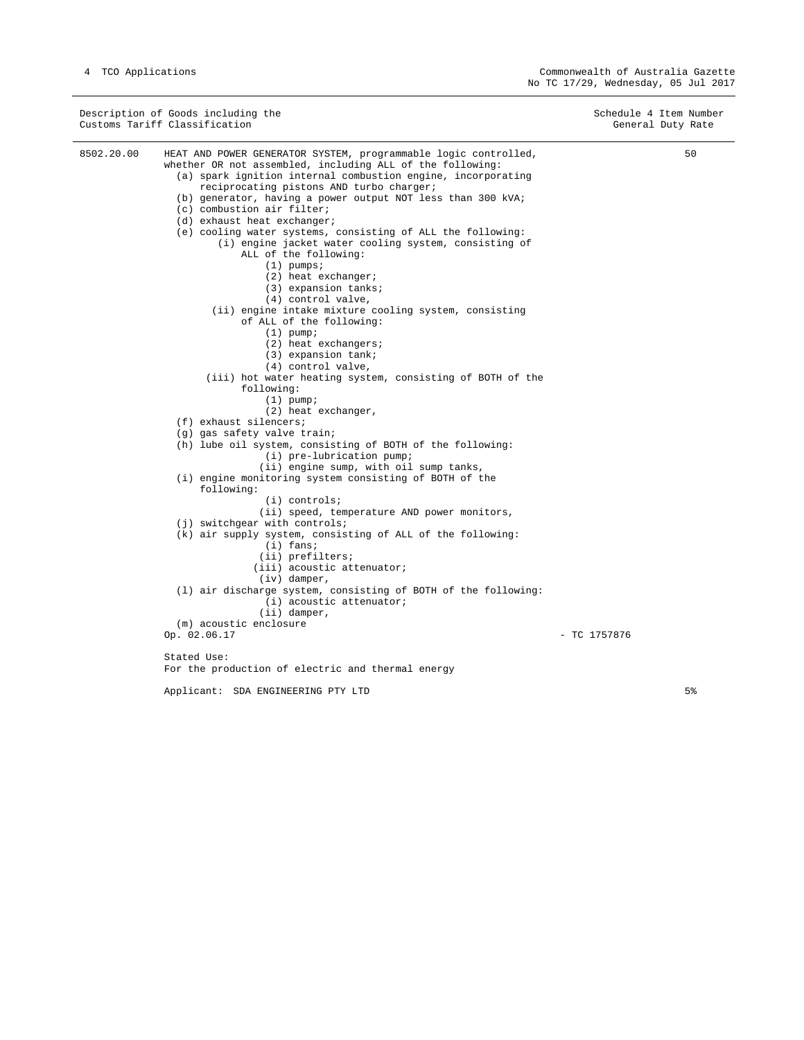| Description of Goods including the Customs Tariff Classification | | Schedule 4 Item Number General Duty Rate |
|---|---|---|
| 8502.20.00 | HEAT AND POWER GENERATOR SYSTEM, programmable logic controlled, whether OR not assembled, including ALL of the following: | 50 |

(a) spark ignition internal combustion engine, incorporating reciprocating pistons AND turbo charger;
(b) generator, having a power output NOT less than 300 kVA;
(c) combustion air filter;
(d) exhaust heat exchanger;
(e) cooling water systems, consisting of ALL the following:
- (i) engine jacket water cooling system, consisting of ALL of the following:
  - (1) pumps;
  - (2) heat exchanger;
  - (3) expansion tanks;
  - (4) control valve,
- (ii) engine intake mixture cooling system, consisting of ALL of the following:
  - (1) pump;
  - (2) heat exchangers;
  - (3) expansion tank;
  - (4) control valve,
- (iii) hot water heating system, consisting of BOTH of the following:
  - (1) pump;
  - (2) heat exchanger,

(f) exhaust silencers;
(g) gas safety valve train;
(h) lube oil system, consisting of BOTH of the following:
- (i) pre-lubrication pump;
- (ii) engine sump, with oil sump tanks,

(i) engine monitoring system consisting of BOTH of the following:
- (i) controls;
- (ii) speed, temperature AND power monitors,

(j) switchgear with controls;
(k) air supply system, consisting of ALL of the following:
- (i) fans;
- (ii) prefilters;
- (iii) acoustic attenuator;
- (iv) damper,

(l) air discharge system, consisting of BOTH of the following:
- (i) acoustic attenuator;
- (ii) damper,

(m) acoustic enclosure

Op. 02.06.17 - TC 1757876

Stated Use:
For the production of electric and thermal energy

Applicant: SDA ENGINEERING PTY LTD — 5%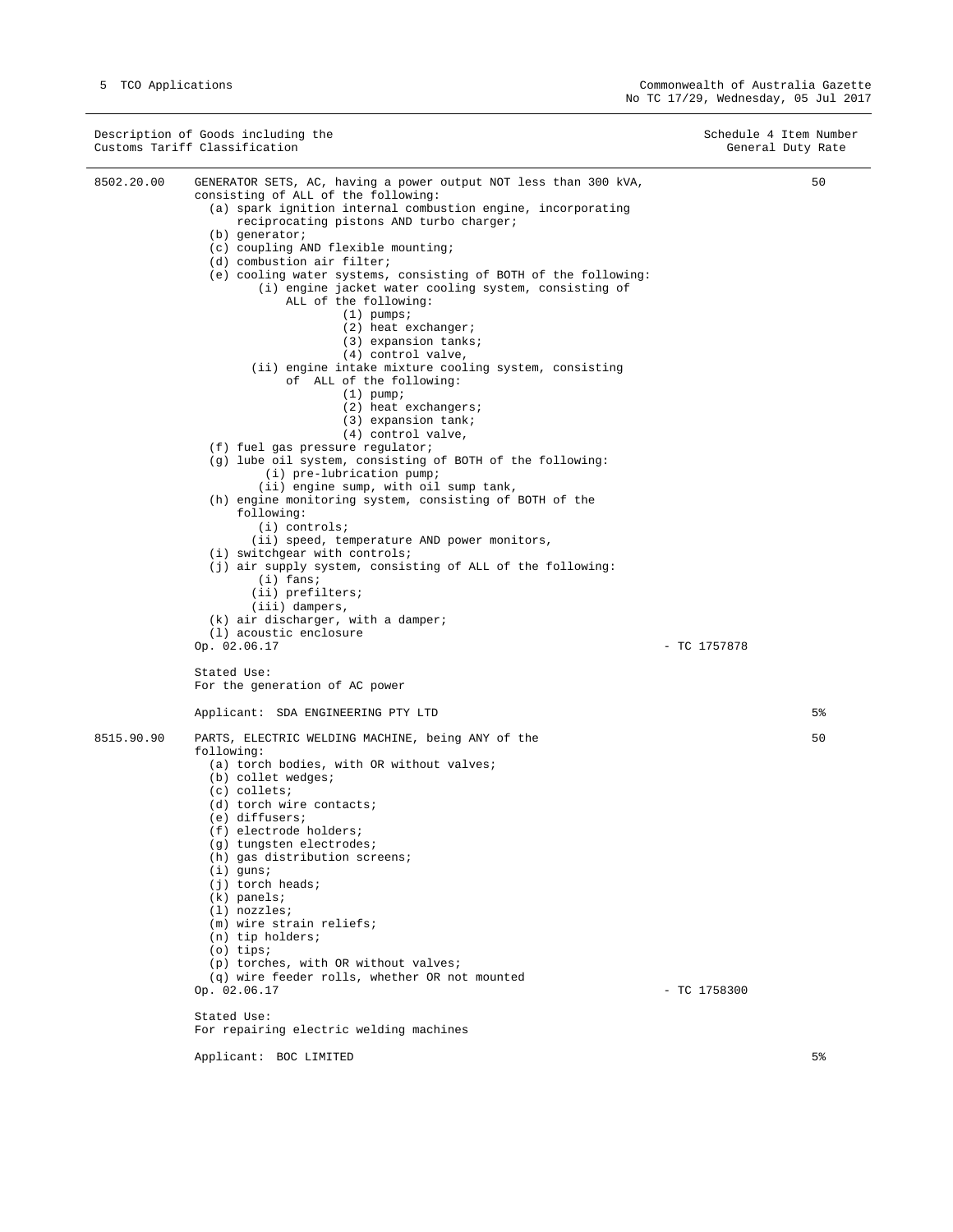| Description of Goods including the Customs Tariff Classification | | Schedule 4 Item Number | General Duty Rate |
|---|---|---|---|
| 8502.20.00 | GENERATOR SETS, AC, having a power output NOT less than 300 kVA, consisting of ALL of the following:<br>(a) spark ignition internal combustion engine, incorporating reciprocating pistons AND turbo charger;<br>(b) generator;<br>(c) coupling AND flexible mounting;<br>(d) combustion air filter;<br>(e) cooling water systems, consisting of BOTH of the following:<br>(i) engine jacket water cooling system, consisting of ALL of the following:<br>(1) pumps;<br>(2) heat exchanger;<br>(3) expansion tanks;<br>(4) control valve,<br>(ii) engine intake mixture cooling system, consisting of ALL of the following:<br>(1) pump;<br>(2) heat exchangers;<br>(3) expansion tank;<br>(4) control valve,<br>(f) fuel gas pressure regulator;<br>(g) lube oil system, consisting of BOTH of the following:<br>(i) pre-lubrication pump;<br>(ii) engine sump, with oil sump tank,<br>(h) engine monitoring system, consisting of BOTH of the following:<br>(i) controls;<br>(ii) speed, temperature AND power monitors,<br>(i) switchgear with controls;<br>(j) air supply system, consisting of ALL of the following:<br>(i) fans;<br>(ii) prefilters;<br>(iii) dampers,<br>(k) air discharger, with a damper;<br>(l) acoustic enclosure<br>Op. 02.06.17 | - TC 1757878 | 50 |
| | Stated Use:<br>For the generation of AC power | | |
| | Applicant: SDA ENGINEERING PTY LTD | | 5% |
| 8515.90.90 | PARTS, ELECTRIC WELDING MACHINE, being ANY of the following:<br>(a) torch bodies, with OR without valves;<br>(b) collet wedges;<br>(c) collets;<br>(d) torch wire contacts;<br>(e) diffusers;<br>(f) electrode holders;<br>(g) tungsten electrodes;<br>(h) gas distribution screens;<br>(i) guns;<br>(j) torch heads;<br>(k) panels;<br>(l) nozzles;<br>(m) wire strain reliefs;<br>(n) tip holders;<br>(o) tips;<br>(p) torches, with OR without valves;<br>(q) wire feeder rolls, whether OR not mounted<br>Op. 02.06.17 | - TC 1758300 | 50 |
| | Stated Use:<br>For repairing electric welding machines | | |
| | Applicant: BOC LIMITED | | 5% |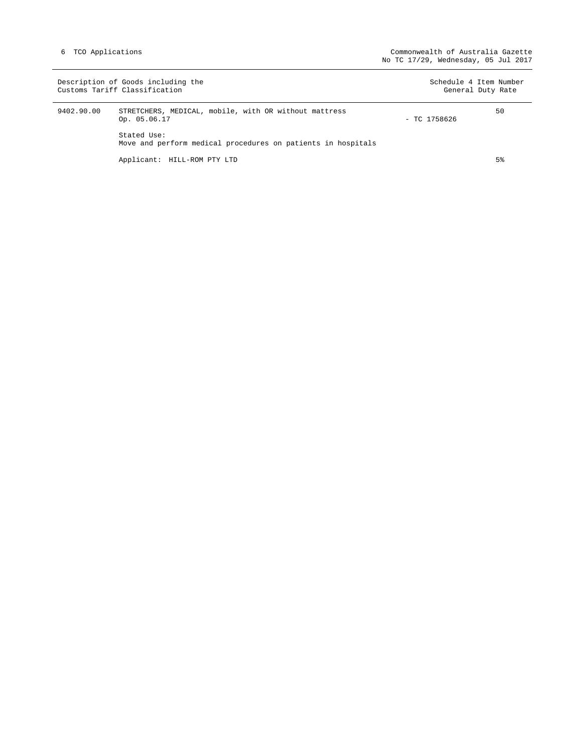| Description of Goods including the Customs Tariff Classification | | | Schedule 4 Item Number / General Duty Rate |
|---|---|---|---|
| 9402.90.00 | STRETCHERS, MEDICAL, mobile, with OR without mattress<br>Op. 05.06.17 | - TC 1758626 | 50 |
| | Stated Use:<br>Move and perform medical procedures on patients in hospitals | | |
| | Applicant: HILL-ROM PTY LTD | | 5% |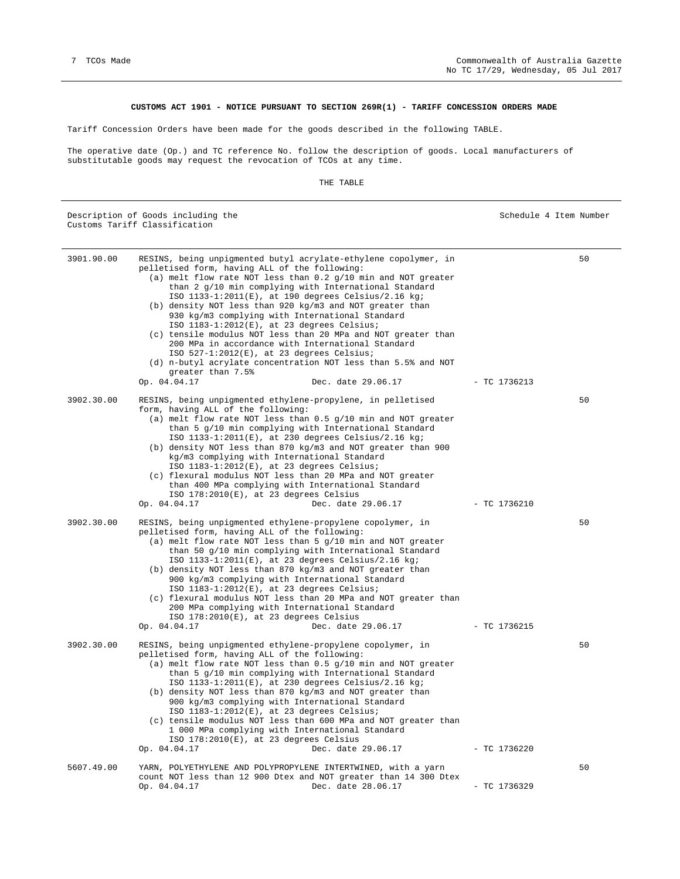**CUSTOMS ACT 1901 - NOTICE PURSUANT TO SECTION 269R(1) - TARIFF CONCESSION ORDERS MADE**

Tariff Concession Orders have been made for the goods described in the following TABLE.

The operative date (Op.) and TC reference No. follow the description of goods. Local manufacturers of substitutable goods may request the revocation of TCOs at any time.

THE TABLE

| Description of Goods including the Customs Tariff Classification | | | Schedule 4 Item Number |
|---|---|---|---|
| 3901.90.00 | RESINS, being unpigmented butyl acrylate-ethylene copolymer, in pelletised form, having ALL of the following:<br>(a) melt flow rate NOT less than 0.2 g/10 min and NOT greater than 2 g/10 min complying with International Standard ISO 1133-1:2011(E), at 190 degrees Celsius/2.16 kg;<br>(b) density NOT less than 920 kg/m3 and NOT greater than 930 kg/m3 complying with International Standard ISO 1183-1:2012(E), at 23 degrees Celsius;<br>(c) tensile modulus NOT less than 20 MPa and NOT greater than 200 MPa in accordance with International Standard ISO 527-1:2012(E), at 23 degrees Celsius;<br>(d) n-butyl acrylate concentration NOT less than 5.5% and NOT greater than 7.5%<br>Op. 04.04.17 Dec. date 29.06.17 | - TC 1736213 | 50 |
| 3902.30.00 | RESINS, being unpigmented ethylene-propylene, in pelletised form, having ALL of the following:<br>(a) melt flow rate NOT less than 0.5 g/10 min and NOT greater than 5 g/10 min complying with International Standard ISO 1133-1:2011(E), at 230 degrees Celsius/2.16 kg;<br>(b) density NOT less than 870 kg/m3 and NOT greater than 900 kg/m3 complying with International Standard ISO 1183-1:2012(E), at 23 degrees Celsius;<br>(c) flexural modulus NOT less than 20 MPa and NOT greater than 400 MPa complying with International Standard ISO 178:2010(E), at 23 degrees Celsius<br>Op. 04.04.17 Dec. date 29.06.17 | - TC 1736210 | 50 |
| 3902.30.00 | RESINS, being unpigmented ethylene-propylene copolymer, in pelletised form, having ALL of the following:<br>(a) melt flow rate NOT less than 5 g/10 min and NOT greater than 50 g/10 min complying with International Standard ISO 1133-1:2011(E), at 23 degrees Celsius/2.16 kg;<br>(b) density NOT less than 870 kg/m3 and NOT greater than 900 kg/m3 complying with International Standard ISO 1183-1:2012(E), at 23 degrees Celsius;<br>(c) flexural modulus NOT less than 20 MPa and NOT greater than 200 MPa complying with International Standard ISO 178:2010(E), at 23 degrees Celsius<br>Op. 04.04.17 Dec. date 29.06.17 | - TC 1736215 | 50 |
| 3902.30.00 | RESINS, being unpigmented ethylene-propylene copolymer, in pelletised form, having ALL of the following:<br>(a) melt flow rate NOT less than 0.5 g/10 min and NOT greater than 5 g/10 min complying with International Standard ISO 1133-1:2011(E), at 230 degrees Celsius/2.16 kg;<br>(b) density NOT less than 870 kg/m3 and NOT greater than 900 kg/m3 complying with International Standard ISO 1183-1:2012(E), at 23 degrees Celsius;<br>(c) tensile modulus NOT less than 600 MPa and NOT greater than 1 000 MPa complying with International Standard ISO 178:2010(E), at 23 degrees Celsius<br>Op. 04.04.17 Dec. date 29.06.17 | - TC 1736220 | 50 |
| 5607.49.00 | YARN, POLYETHYLENE AND POLYPROPYLENE INTERTWINED, with a yarn count NOT less than 12 900 Dtex and NOT greater than 14 300 Dtex<br>Op. 04.04.17 Dec. date 28.06.17 | - TC 1736329 | 50 |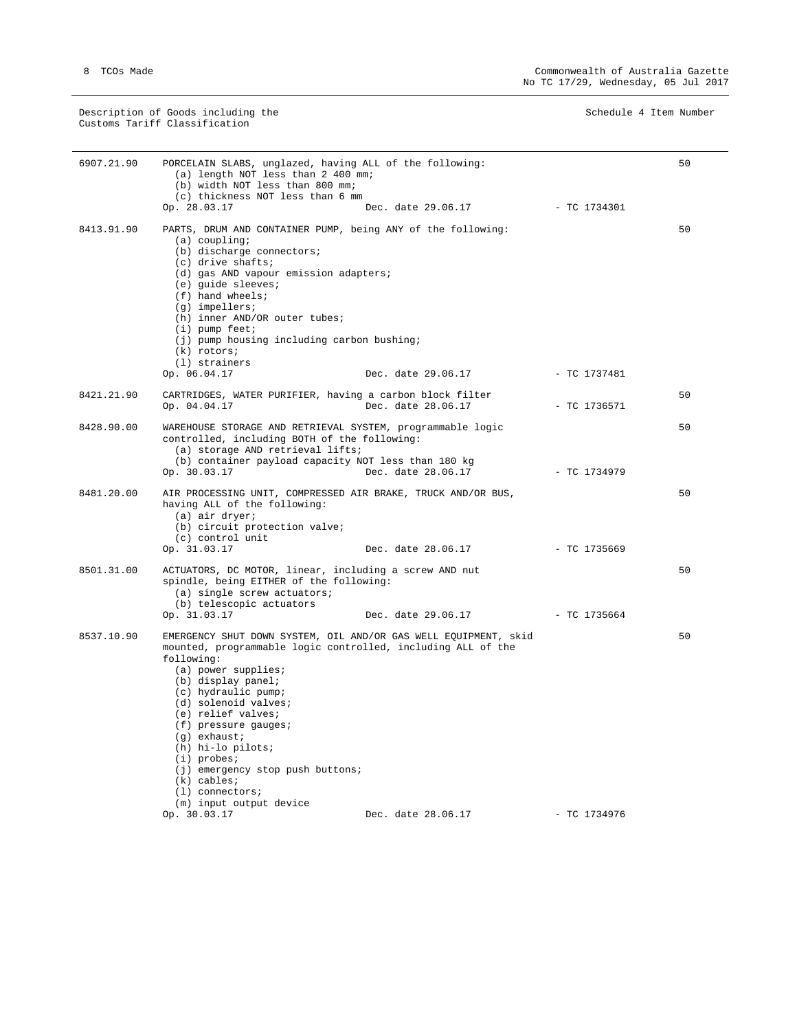Description of Goods including the Customs Tariff Classification | Schedule 4 Item Number

| Tariff | Description | Schedule 4 Item Number |
|---|---|---|
| 6907.21.90 | PORCELAIN SLABS, unglazed, having ALL of the following:<br>(a) length NOT less than 2 400 mm;<br>(b) width NOT less than 800 mm;<br>(c) thickness NOT less than 6 mm<br>Op. 28.03.17 Dec. date 29.06.17 - TC 1734301 | 50 |
| 8413.91.90 | PARTS, DRUM AND CONTAINER PUMP, being ANY of the following:<br>(a) coupling;<br>(b) discharge connectors;<br>(c) drive shafts;<br>(d) gas AND vapour emission adapters;<br>(e) guide sleeves;<br>(f) hand wheels;<br>(g) impellers;<br>(h) inner AND/OR outer tubes;<br>(i) pump feet;<br>(j) pump housing including carbon bushing;<br>(k) rotors;<br>(l) strainers<br>Op. 06.04.17 Dec. date 29.06.17 - TC 1737481 | 50 |
| 8421.21.90 | CARTRIDGES, WATER PURIFIER, having a carbon block filter<br>Op. 04.04.17 Dec. date 28.06.17 - TC 1736571 | 50 |
| 8428.90.00 | WAREHOUSE STORAGE AND RETRIEVAL SYSTEM, programmable logic controlled, including BOTH of the following:<br>(a) storage AND retrieval lifts;<br>(b) container payload capacity NOT less than 180 kg<br>Op. 30.03.17 Dec. date 28.06.17 - TC 1734979 | 50 |
| 8481.20.00 | AIR PROCESSING UNIT, COMPRESSED AIR BRAKE, TRUCK AND/OR BUS, having ALL of the following:<br>(a) air dryer;<br>(b) circuit protection valve;<br>(c) control unit<br>Op. 31.03.17 Dec. date 28.06.17 - TC 1735669 | 50 |
| 8501.31.00 | ACTUATORS, DC MOTOR, linear, including a screw AND nut spindle, being EITHER of the following:<br>(a) single screw actuators;<br>(b) telescopic actuators<br>Op. 31.03.17 Dec. date 29.06.17 - TC 1735664 | 50 |
| 8537.10.90 | EMERGENCY SHUT DOWN SYSTEM, OIL AND/OR GAS WELL EQUIPMENT, skid mounted, programmable logic controlled, including ALL of the following:<br>(a) power supplies;<br>(b) display panel;<br>(c) hydraulic pump;<br>(d) solenoid valves;<br>(e) relief valves;<br>(f) pressure gauges;<br>(g) exhaust;<br>(h) hi-lo pilots;<br>(i) probes;<br>(j) emergency stop push buttons;<br>(k) cables;<br>(l) connectors;<br>(m) input output device<br>Op. 30.03.17 Dec. date 28.06.17 - TC 1734976 | 50 |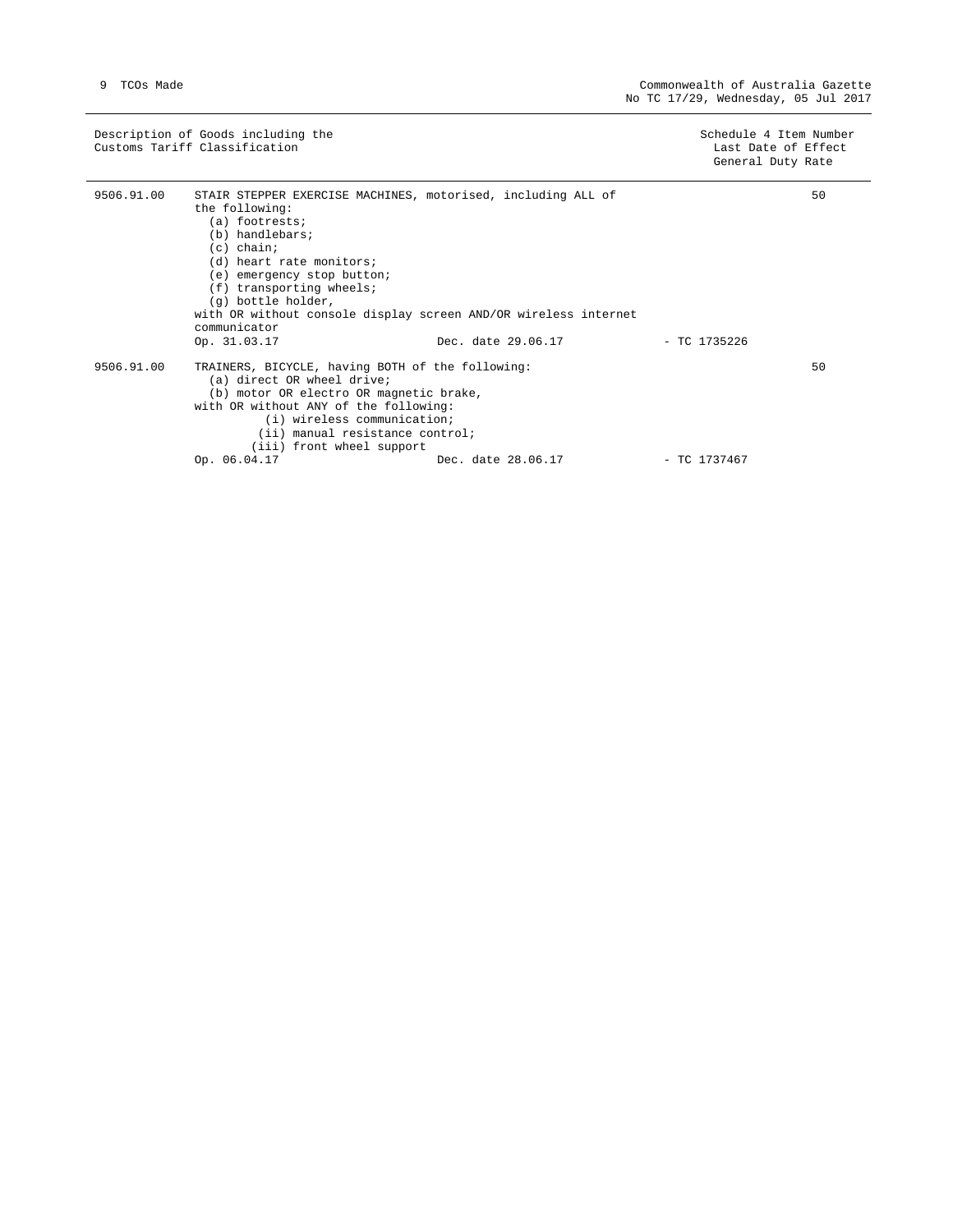| Description of Goods including the Customs Tariff Classification | | Schedule 4 Item Number<br>Last Date of Effect<br>General Duty Rate |
|---|---|---|
| 9506.91.00 | STAIR STEPPER EXERCISE MACHINES, motorised, including ALL of the following:<br>(a) footrests;<br>(b) handlebars;<br>(c) chain;<br>(d) heart rate monitors;<br>(e) emergency stop button;<br>(f) transporting wheels;<br>(g) bottle holder,<br>with OR without console display screen AND/OR wireless internet communicator<br>Op. 31.03.17 Dec. date 29.06.17 - TC 1735226 | 50 |
| 9506.91.00 | TRAINERS, BICYCLE, having BOTH of the following:<br>(a) direct OR wheel drive;<br>(b) motor OR electro OR magnetic brake,<br>with OR without ANY of the following:<br>(i) wireless communication;<br>(ii) manual resistance control;<br>(iii) front wheel support<br>Op. 06.04.17 Dec. date 28.06.17 - TC 1737467 | 50 |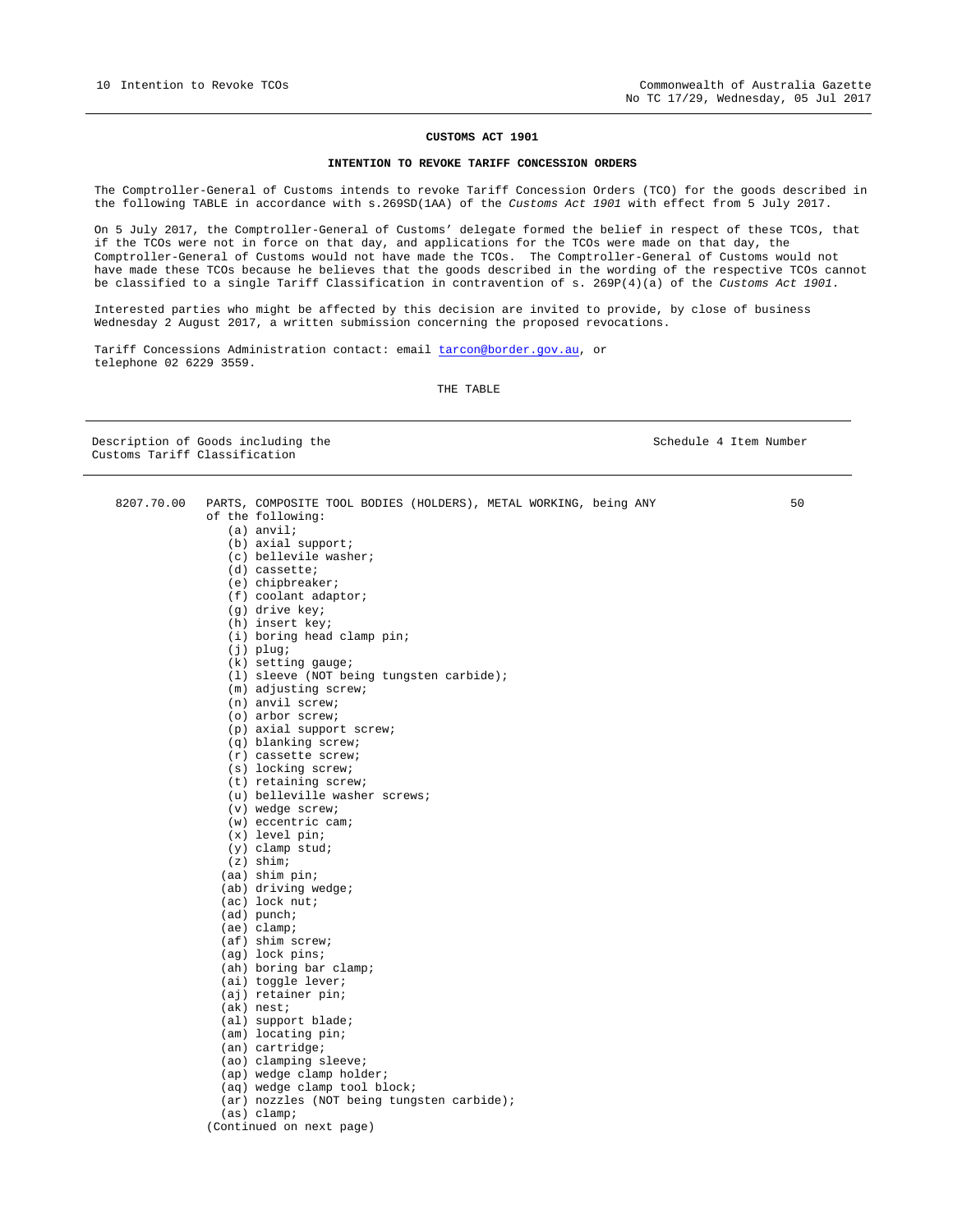## CUSTOMS ACT 1901

### INTENTION TO REVOKE TARIFF CONCESSION ORDERS

The Comptroller-General of Customs intends to revoke Tariff Concession Orders (TCO) for the goods described in the following TABLE in accordance with s.269SD(1AA) of the *Customs Act 1901* with effect from 5 July 2017.

On 5 July 2017, the Comptroller-General of Customs' delegate formed the belief in respect of these TCOs, that if the TCOs were not in force on that day, and applications for the TCOs were made on that day, the Comptroller-General of Customs would not have made the TCOs. The Comptroller-General of Customs would not have made these TCOs because he believes that the goods described in the wording of the respective TCOs cannot be classified to a single Tariff Classification in contravention of s. 269P(4)(a) of the *Customs Act 1901*.

Interested parties who might be affected by this decision are invited to provide, by close of business Wednesday 2 August 2017, a written submission concerning the proposed revocations.

Tariff Concessions Administration contact: email tarcon@border.gov.au, or telephone 02 6229 3559.

THE TABLE

| Description of Goods including the Customs Tariff Classification | | Schedule 4 Item Number |
|---|---|---|
| 8207.70.00 | PARTS, COMPOSITE TOOL BODIES (HOLDERS), METAL WORKING, being ANY of the following:<br>(a) anvil;<br>(b) axial support;<br>(c) bellevile washer;<br>(d) cassette;<br>(e) chipbreaker;<br>(f) coolant adaptor;<br>(g) drive key;<br>(h) insert key;<br>(i) boring head clamp pin;<br>(j) plug;<br>(k) setting gauge;<br>(l) sleeve (NOT being tungsten carbide);<br>(m) adjusting screw;<br>(n) anvil screw;<br>(o) arbor screw;<br>(p) axial support screw;<br>(q) blanking screw;<br>(r) cassette screw;<br>(s) locking screw;<br>(t) retaining screw;<br>(u) belleville washer screws;<br>(v) wedge screw;<br>(w) eccentric cam;<br>(x) level pin;<br>(y) clamp stud;<br>(z) shim;<br>(aa) shim pin;<br>(ab) driving wedge;<br>(ac) lock nut;<br>(ad) punch;<br>(ae) clamp;<br>(af) shim screw;<br>(ag) lock pins;<br>(ah) boring bar clamp;<br>(ai) toggle lever;<br>(aj) retainer pin;<br>(ak) nest;<br>(al) support blade;<br>(am) locating pin;<br>(an) cartridge;<br>(ao) clamping sleeve;<br>(ap) wedge clamp holder;<br>(aq) wedge clamp tool block;<br>(ar) nozzles (NOT being tungsten carbide);<br>(as) clamp;<br>(Continued on next page) | 50 |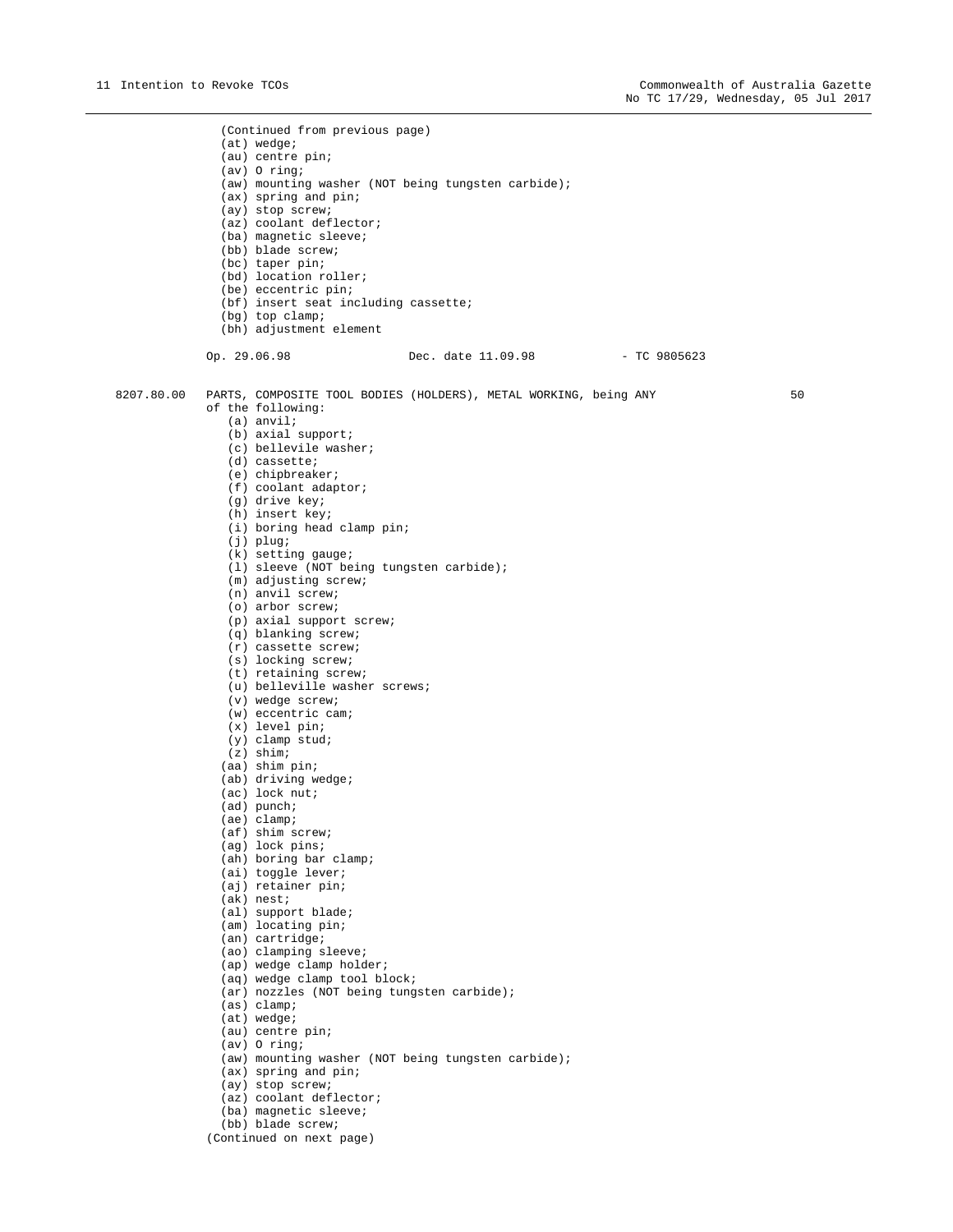(Continued from previous page)
(at) wedge;
(au) centre pin;
(av) O ring;
(aw) mounting washer (NOT being tungsten carbide);
(ax) spring and pin;
(ay) stop screw;
(az) coolant deflector;
(ba) magnetic sleeve;
(bb) blade screw;
(bc) taper pin;
(bd) location roller;
(be) eccentric pin;
(bf) insert seat including cassette;
(bg) top clamp;
(bh) adjustment element

Op. 29.06.98 Dec. date 11.09.98 - TC 9805623

8207.80.00 PARTS, COMPOSITE TOOL BODIES (HOLDERS), METAL WORKING, being ANY of the following: 50

(a) anvil;
(b) axial support;
(c) bellevile washer;
(d) cassette;
(e) chipbreaker;
(f) coolant adaptor;
(g) drive key;
(h) insert key;
(i) boring head clamp pin;
(j) plug;
(k) setting gauge;
(l) sleeve (NOT being tungsten carbide);
(m) adjusting screw;
(n) anvil screw;
(o) arbor screw;
(p) axial support screw;
(q) blanking screw;
(r) cassette screw;
(s) locking screw;
(t) retaining screw;
(u) belleville washer screws;
(v) wedge screw;
(w) eccentric cam;
(x) level pin;
(y) clamp stud;
(z) shim;
(aa) shim pin;
(ab) driving wedge;
(ac) lock nut;
(ad) punch;
(ae) clamp;
(af) shim screw;
(ag) lock pins;
(ah) boring bar clamp;
(ai) toggle lever;
(aj) retainer pin;
(ak) nest;
(al) support blade;
(am) locating pin;
(an) cartridge;
(ao) clamping sleeve;
(ap) wedge clamp holder;
(aq) wedge clamp tool block;
(ar) nozzles (NOT being tungsten carbide);
(as) clamp;
(at) wedge;
(au) centre pin;
(av) O ring;
(aw) mounting washer (NOT being tungsten carbide);
(ax) spring and pin;
(ay) stop screw;
(az) coolant deflector;
(ba) magnetic sleeve;
(bb) blade screw;

(Continued on next page)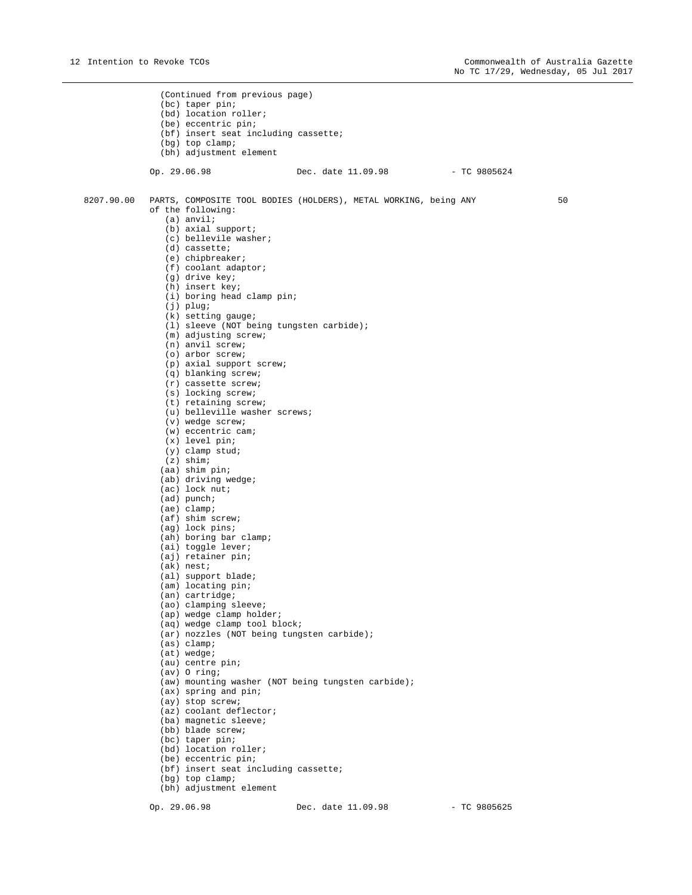(Continued from previous page)
(bc) taper pin;
(bd) location roller;
(be) eccentric pin;
(bf) insert seat including cassette;
(bg) top clamp;
(bh) adjustment element

Op. 29.06.98 Dec. date 11.09.98 - TC 9805624

8207.90.00 PARTS, COMPOSITE TOOL BODIES (HOLDERS), METAL WORKING, being ANY of the following: 50

(a) anvil;
(b) axial support;
(c) bellevile washer;
(d) cassette;
(e) chipbreaker;
(f) coolant adaptor;
(g) drive key;
(h) insert key;
(i) boring head clamp pin;
(j) plug;
(k) setting gauge;
(l) sleeve (NOT being tungsten carbide);
(m) adjusting screw;
(n) anvil screw;
(o) arbor screw;
(p) axial support screw;
(q) blanking screw;
(r) cassette screw;
(s) locking screw;
(t) retaining screw;
(u) belleville washer screws;
(v) wedge screw;
(w) eccentric cam;
(x) level pin;
(y) clamp stud;
(z) shim;
(aa) shim pin;
(ab) driving wedge;
(ac) lock nut;
(ad) punch;
(ae) clamp;
(af) shim screw;
(ag) lock pins;
(ah) boring bar clamp;
(ai) toggle lever;
(aj) retainer pin;
(ak) nest;
(al) support blade;
(am) locating pin;
(an) cartridge;
(ao) clamping sleeve;
(ap) wedge clamp holder;
(aq) wedge clamp tool block;
(ar) nozzles (NOT being tungsten carbide);
(as) clamp;
(at) wedge;
(au) centre pin;
(av) O ring;
(aw) mounting washer (NOT being tungsten carbide);
(ax) spring and pin;
(ay) stop screw;
(az) coolant deflector;
(ba) magnetic sleeve;
(bb) blade screw;
(bc) taper pin;
(bd) location roller;
(be) eccentric pin;
(bf) insert seat including cassette;
(bg) top clamp;
(bh) adjustment element

Op. 29.06.98 Dec. date 11.09.98 - TC 9805625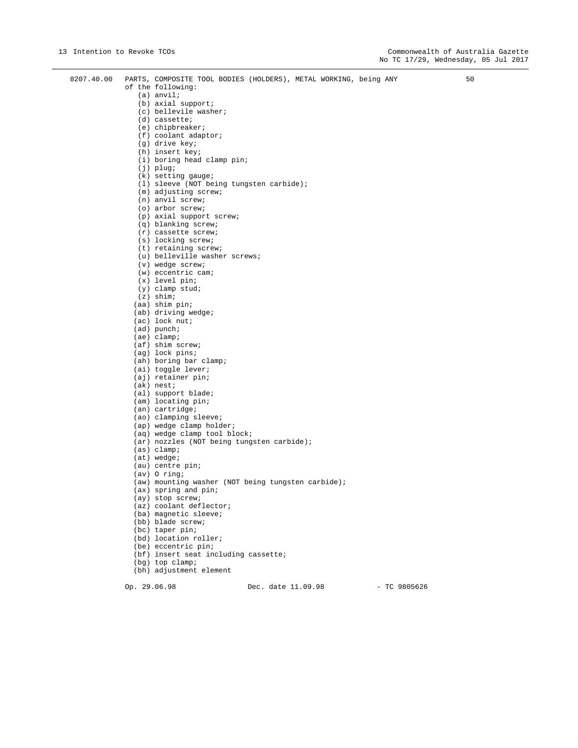8207.40.00 PARTS, COMPOSITE TOOL BODIES (HOLDERS), METAL WORKING, being ANY of the following: 50

(a) anvil;
(b) axial support;
(c) bellevile washer;
(d) cassette;
(e) chipbreaker;
(f) coolant adaptor;
(g) drive key;
(h) insert key;
(i) boring head clamp pin;
(j) plug;
(k) setting gauge;
(l) sleeve (NOT being tungsten carbide);
(m) adjusting screw;
(n) anvil screw;
(o) arbor screw;
(p) axial support screw;
(q) blanking screw;
(r) cassette screw;
(s) locking screw;
(t) retaining screw;
(u) belleville washer screws;
(v) wedge screw;
(w) eccentric cam;
(x) level pin;
(y) clamp stud;
(z) shim;
(aa) shim pin;
(ab) driving wedge;
(ac) lock nut;
(ad) punch;
(ae) clamp;
(af) shim screw;
(ag) lock pins;
(ah) boring bar clamp;
(ai) toggle lever;
(aj) retainer pin;
(ak) nest;
(al) support blade;
(am) locating pin;
(an) cartridge;
(ao) clamping sleeve;
(ap) wedge clamp holder;
(aq) wedge clamp tool block;
(ar) nozzles (NOT being tungsten carbide);
(as) clamp;
(at) wedge;
(au) centre pin;
(av) O ring;
(aw) mounting washer (NOT being tungsten carbide);
(ax) spring and pin;
(ay) stop screw;
(az) coolant deflector;
(ba) magnetic sleeve;
(bb) blade screw;
(bc) taper pin;
(bd) location roller;
(be) eccentric pin;
(bf) insert seat including cassette;
(bg) top clamp;
(bh) adjustment element

Op. 29.06.98 Dec. date 11.09.98 - TC 9805626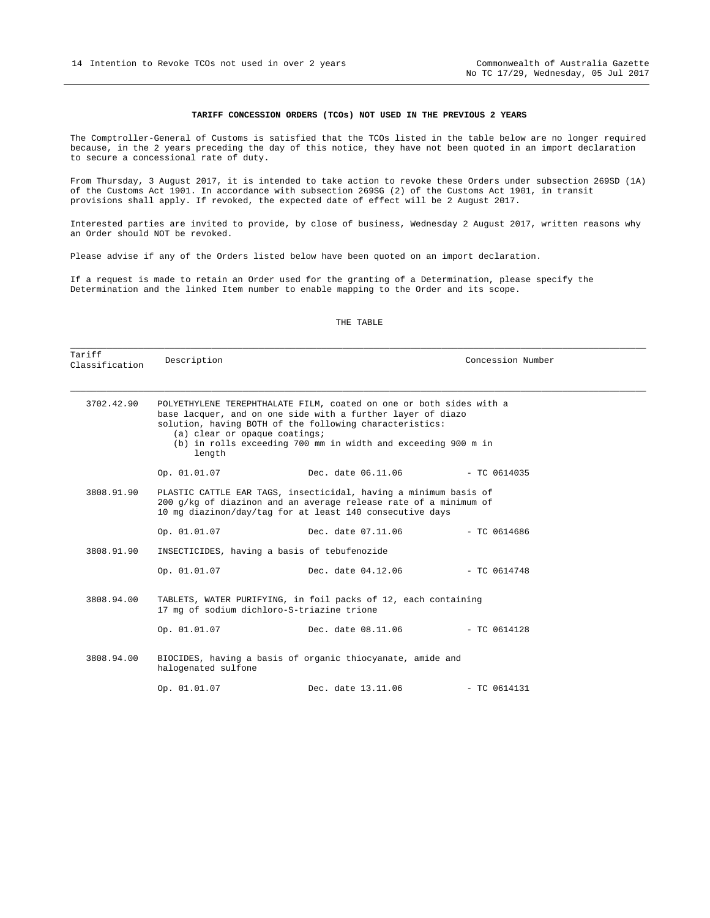### TARIFF CONCESSION ORDERS (TCOs) NOT USED IN THE PREVIOUS 2 YEARS

The Comptroller-General of Customs is satisfied that the TCOs listed in the table below are no longer required because, in the 2 years preceding the day of this notice, they have not been quoted in an import declaration to secure a concessional rate of duty.

From Thursday, 3 August 2017, it is intended to take action to revoke these Orders under subsection 269SD (1A) of the Customs Act 1901. In accordance with subsection 269SG (2) of the Customs Act 1901, in transit provisions shall apply. If revoked, the expected date of effect will be 2 August 2017.

Interested parties are invited to provide, by close of business, Wednesday 2 August 2017, written reasons why an Order should NOT be revoked.

Please advise if any of the Orders listed below have been quoted on an import declaration.

If a request is made to retain an Order used for the granting of a Determination, please specify the Determination and the linked Item number to enable mapping to the Order and its scope.

THE TABLE

| Tariff Classification | Description | | Concession Number |
|---|---|---|---|
| 3702.42.90 | POLYETHYLENE TEREPHTHALATE FILM, coated on one or both sides with a base lacquer, and on one side with a further layer of diazo solution, having BOTH of the following characteristics:<br>(a) clear or opaque coatings;<br>(b) in rolls exceeding 700 mm in width and exceeding 900 m in length | | |
| | Op. 01.01.07 | Dec. date 06.11.06 | - TC 0614035 |
| 3808.91.90 | PLASTIC CATTLE EAR TAGS, insecticidal, having a minimum basis of 200 g/kg of diazinon and an average release rate of a minimum of 10 mg diazinon/day/tag for at least 140 consecutive days | | |
| | Op. 01.01.07 | Dec. date 07.11.06 | - TC 0614686 |
| 3808.91.90 | INSECTICIDES, having a basis of tebufenozide | | |
| | Op. 01.01.07 | Dec. date 04.12.06 | - TC 0614748 |
| 3808.94.00 | TABLETS, WATER PURIFYING, in foil packs of 12, each containing 17 mg of sodium dichloro-S-triazine trione | | |
| | Op. 01.01.07 | Dec. date 08.11.06 | - TC 0614128 |
| 3808.94.00 | BIOCIDES, having a basis of organic thiocyanate, amide and halogenated sulfone | | |
| | Op. 01.01.07 | Dec. date 13.11.06 | - TC 0614131 |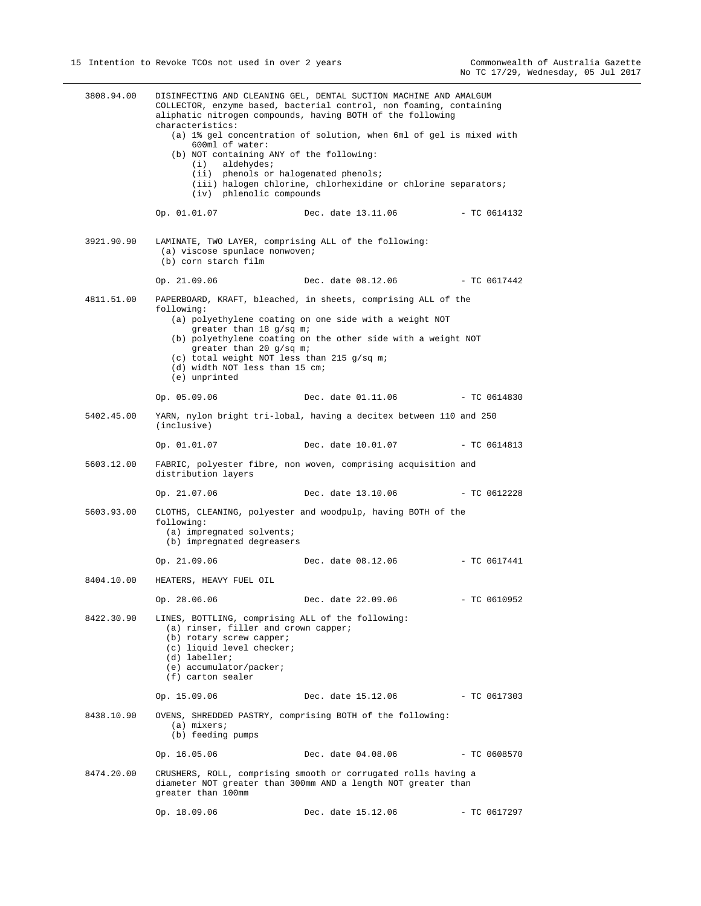3808.94.00 DISINFECTING AND CLEANING GEL, DENTAL SUCTION MACHINE AND AMALGUM COLLECTOR, enzyme based, bacterial control, non foaming, containing aliphatic nitrogen compounds, having BOTH of the following characteristics:

- (a) 1% gel concentration of solution, when 6ml of gel is mixed with 600ml of water:
- (b) NOT containing ANY of the following:
  - (i) aldehydes;
  - (ii) phenols or halogenated phenols;
  - (iii) halogen chlorine, chlorhexidine or chlorine separators;
  - (iv) phlenolic compounds

Op. 01.01.07 Dec. date 13.11.06 - TC 0614132

3921.90.90 LAMINATE, TWO LAYER, comprising ALL of the following:

- (a) viscose spunlace nonwoven;
- (b) corn starch film

Op. 21.09.06 Dec. date 08.12.06 - TC 0617442

4811.51.00 PAPERBOARD, KRAFT, bleached, in sheets, comprising ALL of the following:

- (a) polyethylene coating on one side with a weight NOT greater than 18 g/sq m;
- (b) polyethylene coating on the other side with a weight NOT greater than 20 g/sq m;
- (c) total weight NOT less than 215 g/sq m;
- (d) width NOT less than 15 cm;
- (e) unprinted

Op. 05.09.06 Dec. date 01.11.06 - TC 0614830

5402.45.00 YARN, nylon bright tri-lobal, having a decitex between 110 and 250 (inclusive)

Op. 01.01.07 Dec. date 10.01.07 - TC 0614813

5603.12.00 FABRIC, polyester fibre, non woven, comprising acquisition and distribution layers

Op. 21.07.06 Dec. date 13.10.06 - TC 0612228

5603.93.00 CLOTHS, CLEANING, polyester and woodpulp, having BOTH of the following:

- (a) impregnated solvents;
- (b) impregnated degreasers

Op. 21.09.06 Dec. date 08.12.06 - TC 0617441

8404.10.00 HEATERS, HEAVY FUEL OIL

Op. 28.06.06 Dec. date 22.09.06 - TC 0610952

8422.30.90 LINES, BOTTLING, comprising ALL of the following:

- (a) rinser, filler and crown capper;
- (b) rotary screw capper;
- (c) liquid level checker;
- (d) labeller;
- (e) accumulator/packer;
- (f) carton sealer

Op. 15.09.06 Dec. date 15.12.06 - TC 0617303

8438.10.90 OVENS, SHREDDED PASTRY, comprising BOTH of the following:

- (a) mixers;
- (b) feeding pumps

Op. 16.05.06 Dec. date 04.08.06 - TC 0608570

8474.20.00 CRUSHERS, ROLL, comprising smooth or corrugated rolls having a diameter NOT greater than 300mm AND a length NOT greater than greater than 100mm

Op. 18.09.06 Dec. date 15.12.06 - TC 0617297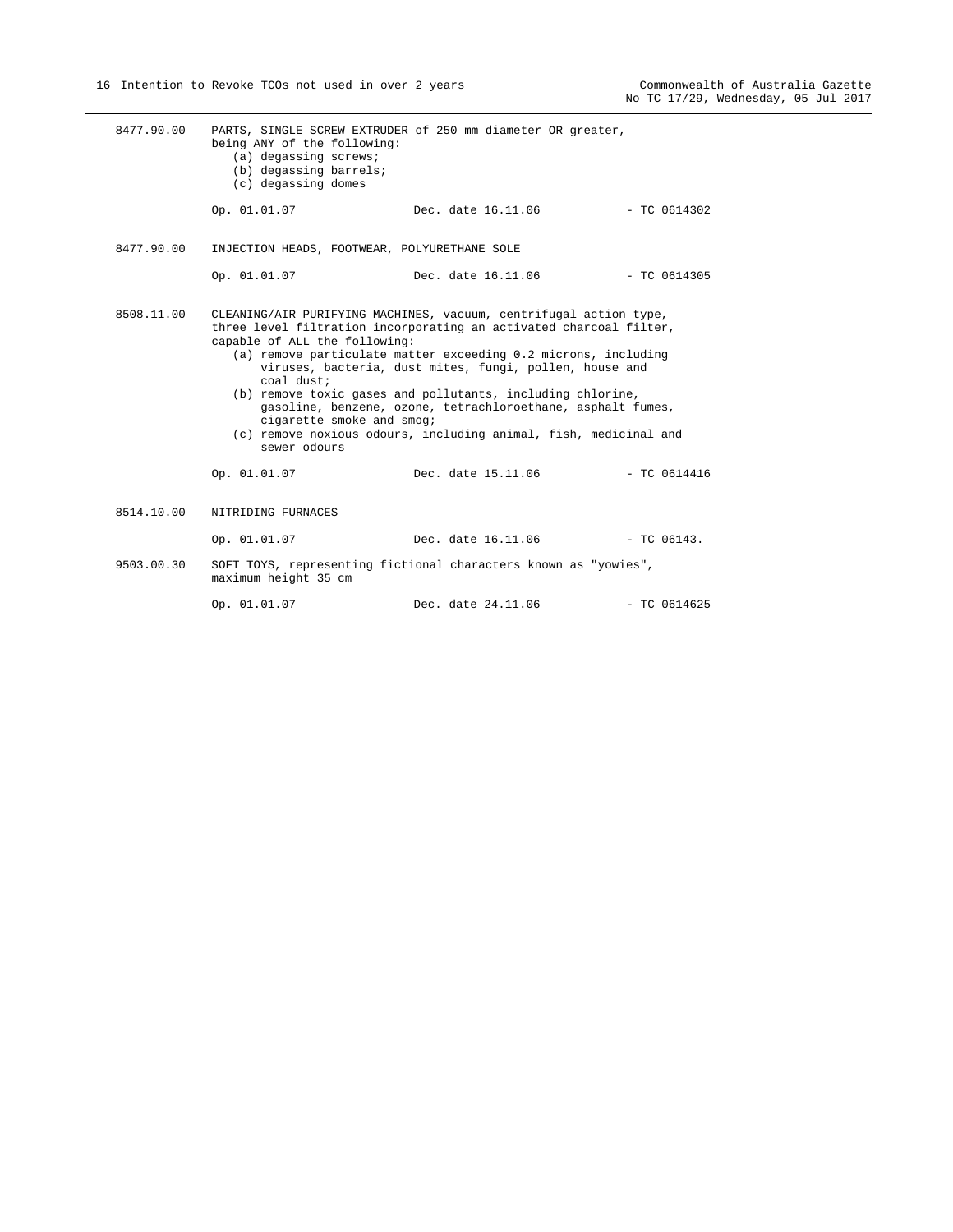8477.90.00 PARTS, SINGLE SCREW EXTRUDER of 250 mm diameter OR greater, being ANY of the following:
- (a) degassing screws;
- (b) degassing barrels;
- (c) degassing domes

Op. 01.01.07 Dec. date 16.11.06 - TC 0614302

8477.90.00 INJECTION HEADS, FOOTWEAR, POLYURETHANE SOLE

Op. 01.01.07 Dec. date 16.11.06 - TC 0614305

8508.11.00 CLEANING/AIR PURIFYING MACHINES, vacuum, centrifugal action type, three level filtration incorporating an activated charcoal filter, capable of ALL the following:
- (a) remove particulate matter exceeding 0.2 microns, including viruses, bacteria, dust mites, fungi, pollen, house and coal dust;
- (b) remove toxic gases and pollutants, including chlorine, gasoline, benzene, ozone, tetrachloroethane, asphalt fumes, cigarette smoke and smog;
- (c) remove noxious odours, including animal, fish, medicinal and sewer odours

Op. 01.01.07 Dec. date 15.11.06 - TC 0614416

8514.10.00 NITRIDING FURNACES

Op. 01.01.07 Dec. date 16.11.06 - TC 06143.

9503.00.30 SOFT TOYS, representing fictional characters known as "yowies", maximum height 35 cm

Op. 01.01.07 Dec. date 24.11.06 - TC 0614625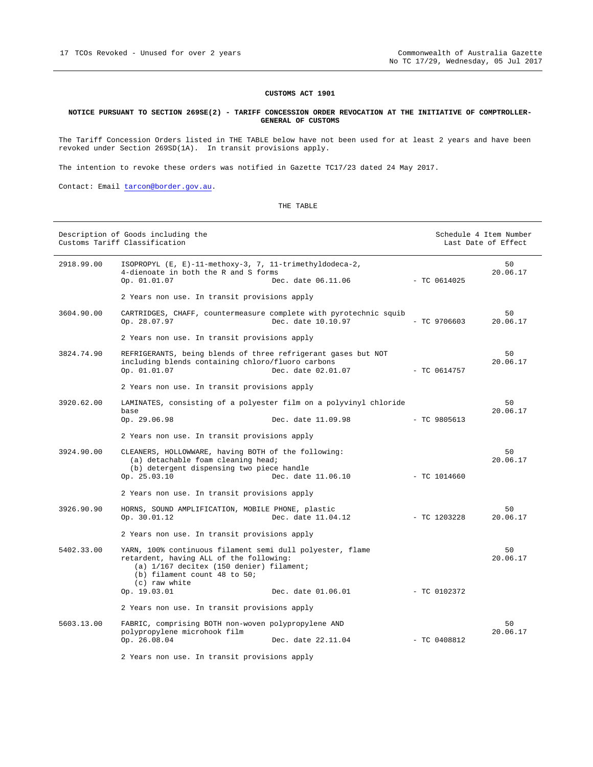**CUSTOMS ACT 1901**

**NOTICE PURSUANT TO SECTION 269SE(2) - TARIFF CONCESSION ORDER REVOCATION AT THE INITIATIVE OF COMPTROLLER-GENERAL OF CUSTOMS**

The Tariff Concession Orders listed in THE TABLE below have not been used for at least 2 years and have been revoked under Section 269SD(1A). In transit provisions apply.

The intention to revoke these orders was notified in Gazette TC17/23 dated 24 May 2017.

Contact: Email tarcon@border.gov.au.

THE TABLE

| Description of Goods including the Customs Tariff Classification | | | | Schedule 4 Item Number Last Date of Effect |
|---|---|---|---|---|
| 2918.99.00 | ISOPROPYL (E, E)-11-methoxy-3, 7, 11-trimethyldodeca-2, 4-dienoate in both the R and S forms<br>Op. 01.01.07 | Dec. date 06.11.06 | - TC 0614025 | 50<br>20.06.17 |
| | 2 Years non use. In transit provisions apply | | | |
| 3604.90.00 | CARTRIDGES, CHAFF, countermeasure complete with pyrotechnic squib<br>Op. 28.07.97 | Dec. date 10.10.97 | - TC 9706603 | 50<br>20.06.17 |
| | 2 Years non use. In transit provisions apply | | | |
| 3824.74.90 | REFRIGERANTS, being blends of three refrigerant gases but NOT including blends containing chloro/fluoro carbons<br>Op. 01.01.07 | Dec. date 02.01.07 | - TC 0614757 | 50<br>20.06.17 |
| | 2 Years non use. In transit provisions apply | | | |
| 3920.62.00 | LAMINATES, consisting of a polyester film on a polyvinyl chloride base<br>Op. 29.06.98 | Dec. date 11.09.98 | - TC 9805613 | 50<br>20.06.17 |
| | 2 Years non use. In transit provisions apply | | | |
| 3924.90.00 | CLEANERS, HOLLOWWARE, having BOTH of the following:<br>(a) detachable foam cleaning head;<br>(b) detergent dispensing two piece handle<br>Op. 25.03.10 | Dec. date 11.06.10 | - TC 1014660 | 50<br>20.06.17 |
| | 2 Years non use. In transit provisions apply | | | |
| 3926.90.90 | HORNS, SOUND AMPLIFICATION, MOBILE PHONE, plastic<br>Op. 30.01.12 | Dec. date 11.04.12 | - TC 1203228 | 50<br>20.06.17 |
| | 2 Years non use. In transit provisions apply | | | |
| 5402.33.00 | YARN, 100% continuous filament semi dull polyester, flame retardent, having ALL of the following:<br>(a) 1/167 decitex (150 denier) filament;<br>(b) filament count 48 to 50;<br>(c) raw white<br>Op. 19.03.01 | Dec. date 01.06.01 | - TC 0102372 | 50<br>20.06.17 |
| | 2 Years non use. In transit provisions apply | | | |
| 5603.13.00 | FABRIC, comprising BOTH non-woven polypropylene AND polypropylene microhook film<br>Op. 26.08.04 | Dec. date 22.11.04 | - TC 0408812 | 50<br>20.06.17 |
| | 2 Years non use. In transit provisions apply | | | |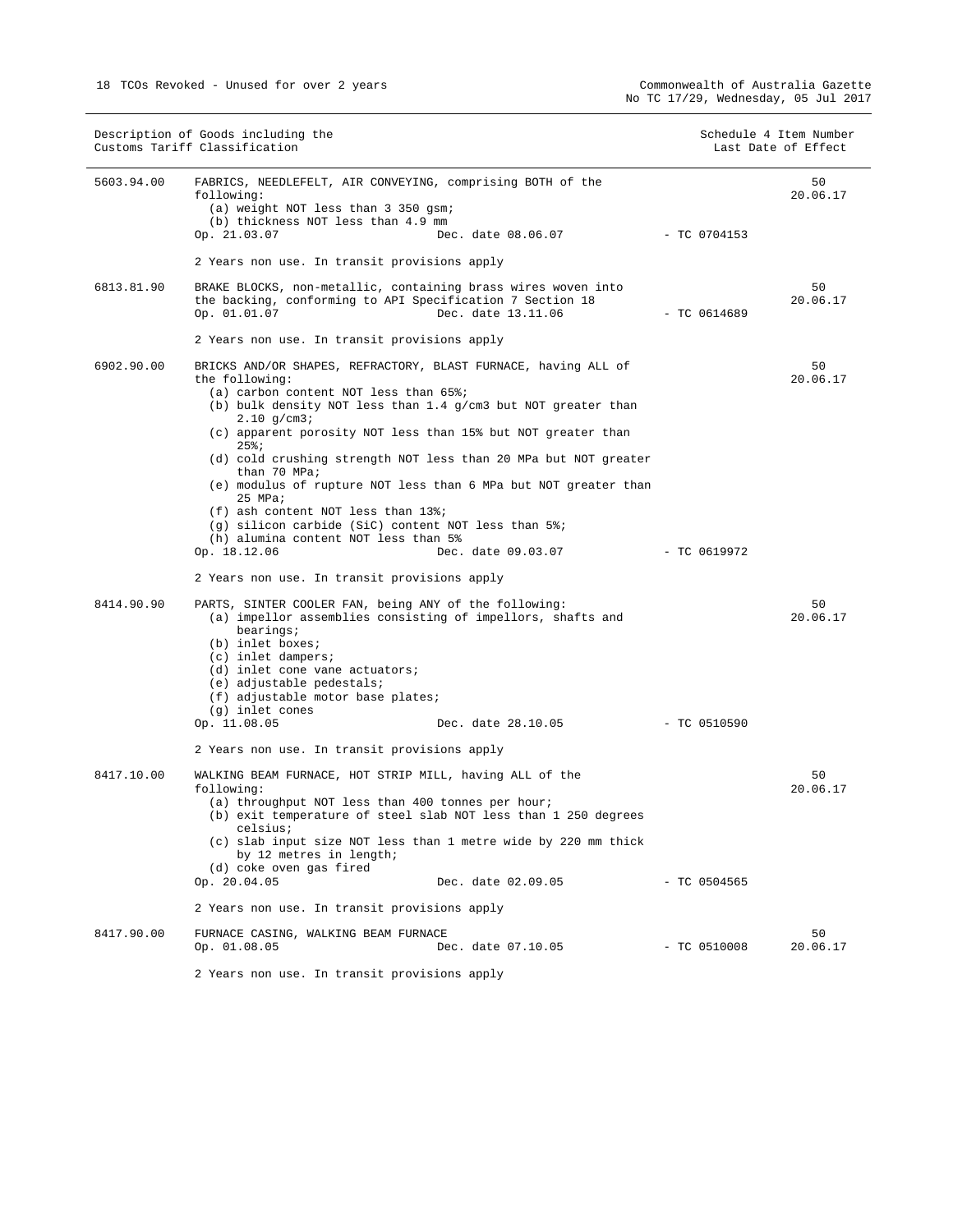| Description of Goods including the Customs Tariff Classification | | | Schedule 4 Item Number Last Date of Effect |
|---|---|---|---|
| 5603.94.00 | FABRICS, NEEDLEFELT, AIR CONVEYING, comprising BOTH of the following:<br>(a) weight NOT less than 3 350 gsm;<br>(b) thickness NOT less than 4.9 mm<br>Op. 21.03.07 Dec. date 08.06.07 | - TC 0704153 | 50<br>20.06.17 |
| | 2 Years non use. In transit provisions apply | | |
| 6813.81.90 | BRAKE BLOCKS, non-metallic, containing brass wires woven into the backing, conforming to API Specification 7 Section 18<br>Op. 01.01.07 Dec. date 13.11.06 | - TC 0614689 | 50<br>20.06.17 |
| | 2 Years non use. In transit provisions apply | | |
| 6902.90.00 | BRICKS AND/OR SHAPES, REFRACTORY, BLAST FURNACE, having ALL of the following:<br>(a) carbon content NOT less than 65%;<br>(b) bulk density NOT less than 1.4 g/cm3 but NOT greater than 2.10 g/cm3;<br>(c) apparent porosity NOT less than 15% but NOT greater than 25%;<br>(d) cold crushing strength NOT less than 20 MPa but NOT greater than 70 MPa;<br>(e) modulus of rupture NOT less than 6 MPa but NOT greater than 25 MPa;<br>(f) ash content NOT less than 13%;<br>(g) silicon carbide (SiC) content NOT less than 5%;<br>(h) alumina content NOT less than 5%<br>Op. 18.12.06 Dec. date 09.03.07 | - TC 0619972 | 50<br>20.06.17 |
| | 2 Years non use. In transit provisions apply | | |
| 8414.90.90 | PARTS, SINTER COOLER FAN, being ANY of the following:<br>(a) impellor assemblies consisting of impellors, shafts and bearings;<br>(b) inlet boxes;<br>(c) inlet dampers;<br>(d) inlet cone vane actuators;<br>(e) adjustable pedestals;<br>(f) adjustable motor base plates;<br>(g) inlet cones<br>Op. 11.08.05 Dec. date 28.10.05 | - TC 0510590 | 50<br>20.06.17 |
| | 2 Years non use. In transit provisions apply | | |
| 8417.10.00 | WALKING BEAM FURNACE, HOT STRIP MILL, having ALL of the following:<br>(a) throughput NOT less than 400 tonnes per hour;<br>(b) exit temperature of steel slab NOT less than 1 250 degrees celsius;<br>(c) slab input size NOT less than 1 metre wide by 220 mm thick by 12 metres in length;<br>(d) coke oven gas fired<br>Op. 20.04.05 Dec. date 02.09.05 | - TC 0504565 | 50<br>20.06.17 |
| | 2 Years non use. In transit provisions apply | | |
| 8417.90.00 | FURNACE CASING, WALKING BEAM FURNACE<br>Op. 01.08.05 Dec. date 07.10.05 | - TC 0510008 | 50<br>20.06.17 |
| | 2 Years non use. In transit provisions apply | | |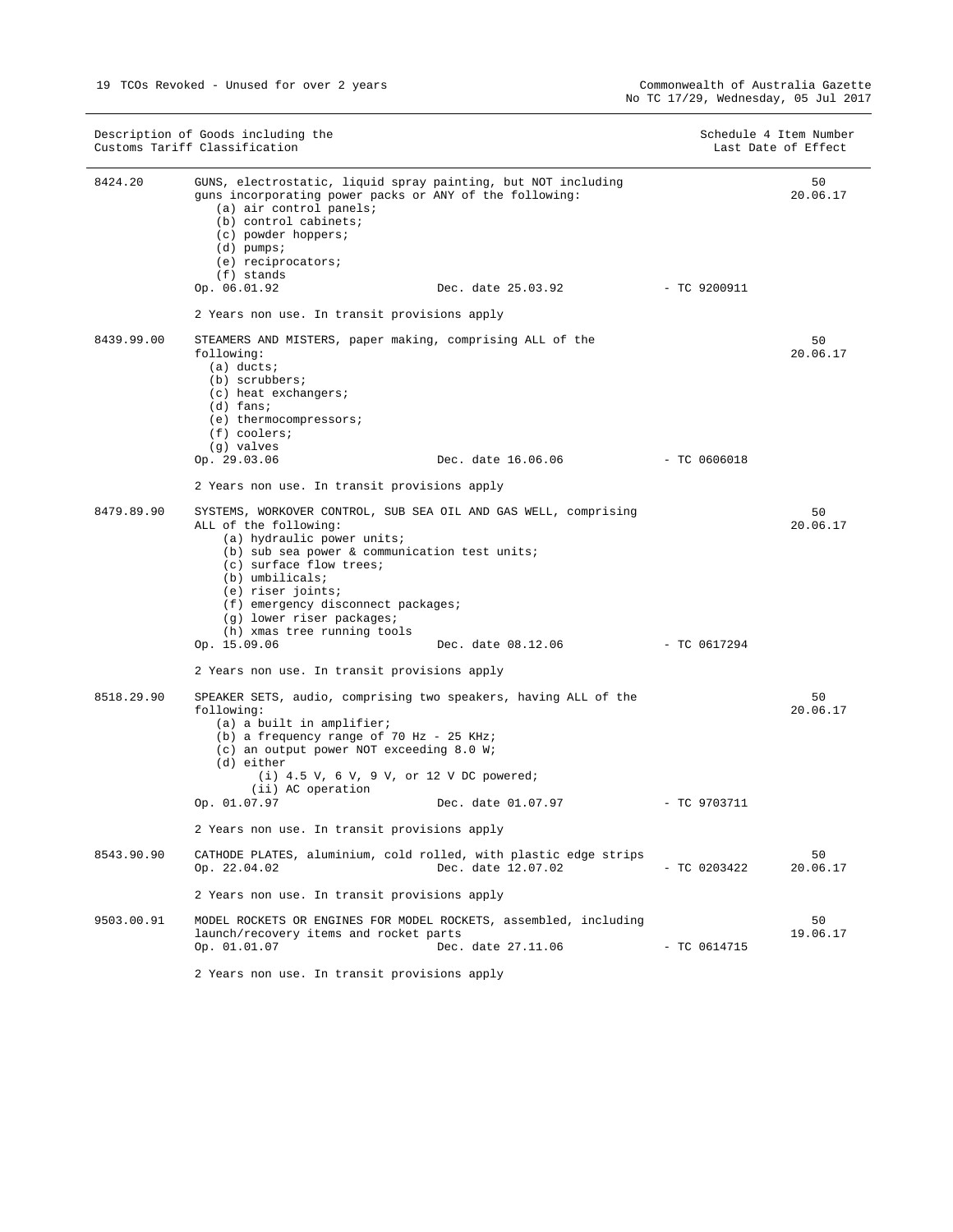| Description of Goods including the Customs Tariff Classification | | | | Schedule 4 Item Number Last Date of Effect |
|---|---|---|---|---|
| 8424.20 | GUNS, electrostatic, liquid spray painting, but NOT including guns incorporating power packs or ANY of the following:<br>(a) air control panels;<br>(b) control cabinets;<br>(c) powder hoppers;<br>(d) pumps;<br>(e) reciprocators;<br>(f) stands<br>Op. 06.01.92 | Dec. date 25.03.92 | - TC 9200911 | 50<br>20.06.17 |
| | 2 Years non use. In transit provisions apply | | | |
| 8439.99.00 | STEAMERS AND MISTERS, paper making, comprising ALL of the following:<br>(a) ducts;<br>(b) scrubbers;<br>(c) heat exchangers;<br>(d) fans;<br>(e) thermocompressors;<br>(f) coolers;<br>(g) valves<br>Op. 29.03.06 | Dec. date 16.06.06 | - TC 0606018 | 50<br>20.06.17 |
| | 2 Years non use. In transit provisions apply | | | |
| 8479.89.90 | SYSTEMS, WORKOVER CONTROL, SUB SEA OIL AND GAS WELL, comprising ALL of the following:<br>(a) hydraulic power units;<br>(b) sub sea power & communication test units;<br>(c) surface flow trees;<br>(b) umbilicals;<br>(e) riser joints;<br>(f) emergency disconnect packages;<br>(g) lower riser packages;<br>(h) xmas tree running tools<br>Op. 15.09.06 | Dec. date 08.12.06 | - TC 0617294 | 50<br>20.06.17 |
| | 2 Years non use. In transit provisions apply | | | |
| 8518.29.90 | SPEAKER SETS, audio, comprising two speakers, having ALL of the following:<br>(a) a built in amplifier;<br>(b) a frequency range of 70 Hz - 25 KHz;<br>(c) an output power NOT exceeding 8.0 W;<br>(d) either<br>(i) 4.5 V, 6 V, 9 V, or 12 V DC powered;<br>(ii) AC operation<br>Op. 01.07.97 | Dec. date 01.07.97 | - TC 9703711 | 50<br>20.06.17 |
| | 2 Years non use. In transit provisions apply | | | |
| 8543.90.90 | CATHODE PLATES, aluminium, cold rolled, with plastic edge strips<br>Op. 22.04.02 | Dec. date 12.07.02 | - TC 0203422 | 50<br>20.06.17 |
| | 2 Years non use. In transit provisions apply | | | |
| 9503.00.91 | MODEL ROCKETS OR ENGINES FOR MODEL ROCKETS, assembled, including launch/recovery items and rocket parts<br>Op. 01.01.07 | Dec. date 27.11.06 | - TC 0614715 | 50<br>19.06.17 |
| | 2 Years non use. In transit provisions apply | | | |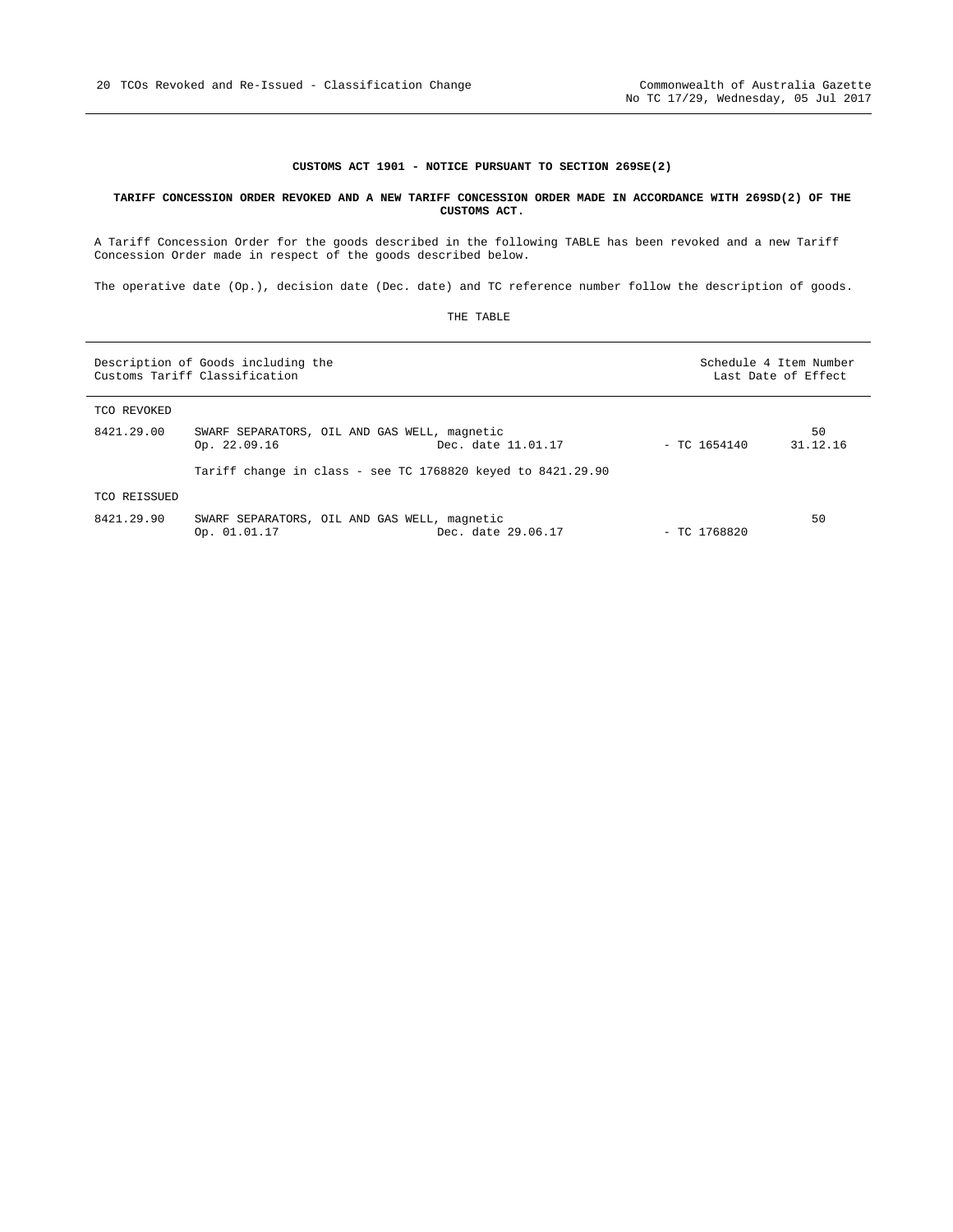**CUSTOMS ACT 1901 - NOTICE PURSUANT TO SECTION 269SE(2)**

**TARIFF CONCESSION ORDER REVOKED AND A NEW TARIFF CONCESSION ORDER MADE IN ACCORDANCE WITH 269SD(2) OF THE CUSTOMS ACT.**

A Tariff Concession Order for the goods described in the following TABLE has been revoked and a new Tariff Concession Order made in respect of the goods described below.

The operative date (Op.), decision date (Dec. date) and TC reference number follow the description of goods.

THE TABLE

| Description of Goods including the Customs Tariff Classification | | | | Schedule 4 Item Number Last Date of Effect |
|---|---|---|---|---|
| TCO REVOKED | | | | |
| 8421.29.00 | SWARF SEPARATORS, OIL AND GAS WELL, magnetic<br>Op. 22.09.16 | Dec. date 11.01.17 | - TC 1654140 | 50<br>31.12.16 |
| | Tariff change in class - see TC 1768820 keyed to 8421.29.90 | | | |
| TCO REISSUED | | | | |
| 8421.29.90 | SWARF SEPARATORS, OIL AND GAS WELL, magnetic<br>Op. 01.01.17 | Dec. date 29.06.17 | - TC 1768820 | 50 |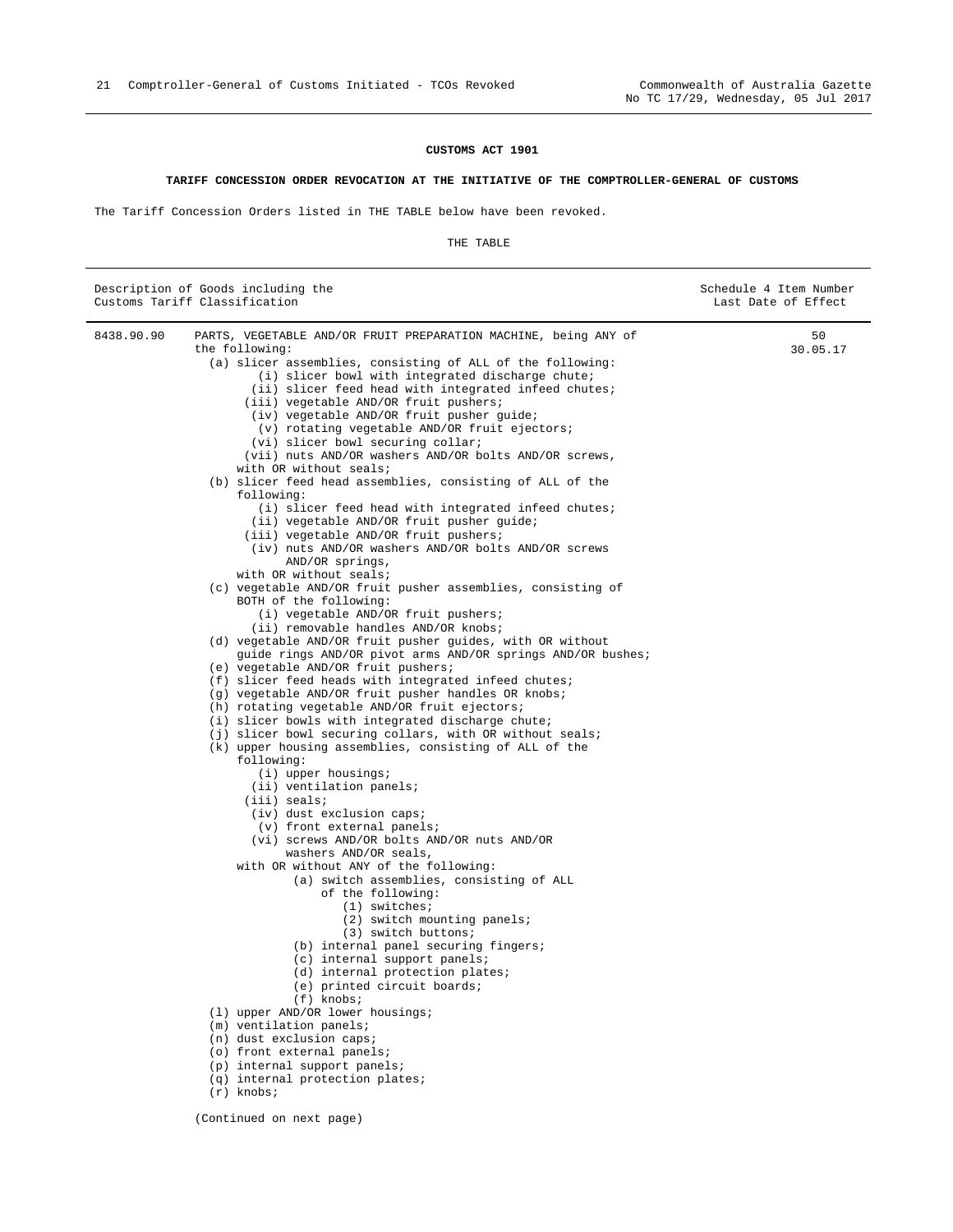**CUSTOMS ACT 1901**

**TARIFF CONCESSION ORDER REVOCATION AT THE INITIATIVE OF THE COMPTROLLER-GENERAL OF CUSTOMS**

The Tariff Concession Orders listed in THE TABLE below have been revoked.

THE TABLE

| Description of Goods including the Customs Tariff Classification | | Schedule 4 Item Number Last Date of Effect |
|---|---|---|
| 8438.90.90 | PARTS, VEGETABLE AND/OR FRUIT PREPARATION MACHINE, being ANY of the following:<br>(a) slicer assemblies, consisting of ALL of the following:<br>(i) slicer bowl with integrated discharge chute;<br>(ii) slicer feed head with integrated infeed chutes;<br>(iii) vegetable AND/OR fruit pushers;<br>(iv) vegetable AND/OR fruit pusher guide;<br>(v) rotating vegetable AND/OR fruit ejectors;<br>(vi) slicer bowl securing collar;<br>(vii) nuts AND/OR washers AND/OR bolts AND/OR screws,<br>with OR without seals;<br>(b) slicer feed head assemblies, consisting of ALL of the following:<br>(i) slicer feed head with integrated infeed chutes;<br>(ii) vegetable AND/OR fruit pusher guide;<br>(iii) vegetable AND/OR fruit pushers;<br>(iv) nuts AND/OR washers AND/OR bolts AND/OR screws AND/OR springs,<br>with OR without seals;<br>(c) vegetable AND/OR fruit pusher assemblies, consisting of BOTH of the following:<br>(i) vegetable AND/OR fruit pushers;<br>(ii) removable handles AND/OR knobs;<br>(d) vegetable AND/OR fruit pusher guides, with OR without guide rings AND/OR pivot arms AND/OR springs AND/OR bushes;<br>(e) vegetable AND/OR fruit pushers;<br>(f) slicer feed heads with integrated infeed chutes;<br>(g) vegetable AND/OR fruit pusher handles OR knobs;<br>(h) rotating vegetable AND/OR fruit ejectors;<br>(i) slicer bowls with integrated discharge chute;<br>(j) slicer bowl securing collars, with OR without seals;<br>(k) upper housing assemblies, consisting of ALL of the following:<br>(i) upper housings;<br>(ii) ventilation panels;<br>(iii) seals;<br>(iv) dust exclusion caps;<br>(v) front external panels;<br>(vi) screws AND/OR bolts AND/OR nuts AND/OR washers AND/OR seals,<br>with OR without ANY of the following:<br>(a) switch assemblies, consisting of ALL of the following:<br>(1) switches;<br>(2) switch mounting panels;<br>(3) switch buttons;<br>(b) internal panel securing fingers;<br>(c) internal support panels;<br>(d) internal protection plates;<br>(e) printed circuit boards;<br>(f) knobs;<br>(l) upper AND/OR lower housings;<br>(m) ventilation panels;<br>(n) dust exclusion caps;<br>(o) front external panels;<br>(p) internal support panels;<br>(q) internal protection plates;<br>(r) knobs;<br><br>(Continued on next page) | 50<br>30.05.17 |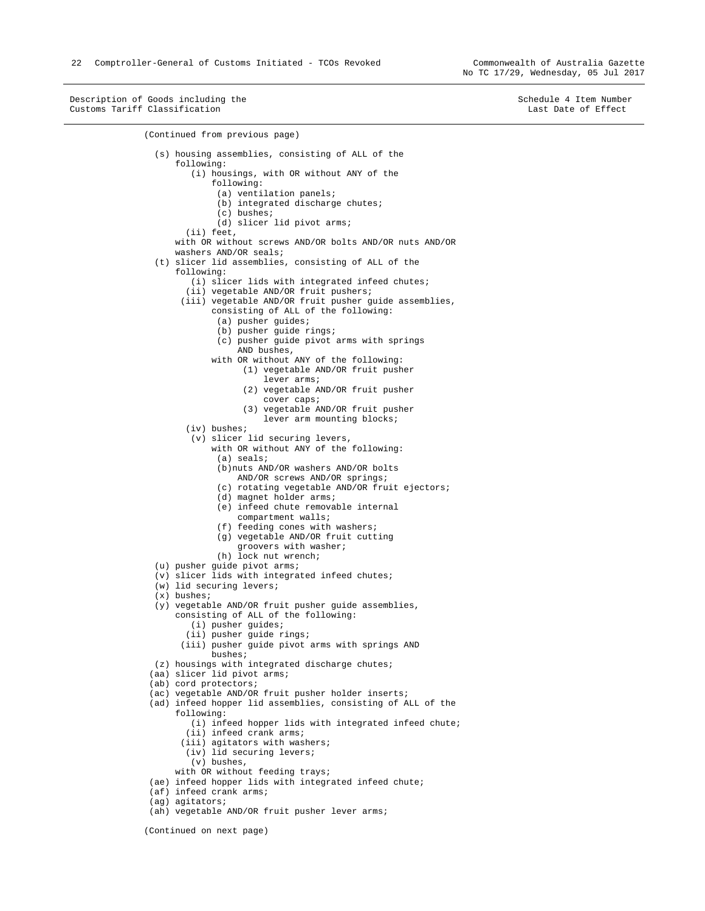Description of Goods including the Customs Tariff Classification | Schedule 4 Item Number Last Date of Effect

(Continued from previous page)

(s) housing assemblies, consisting of ALL of the following:
  - (i) housings, with OR without ANY of the following:
    - (a) ventilation panels;
    - (b) integrated discharge chutes;
    - (c) bushes;
    - (d) slicer lid pivot arms;
  - (ii) feet,

  with OR without screws AND/OR bolts AND/OR nuts AND/OR washers AND/OR seals;

(t) slicer lid assemblies, consisting of ALL of the following:
  - (i) slicer lids with integrated infeed chutes;
  - (ii) vegetable AND/OR fruit pushers;
  - (iii) vegetable AND/OR fruit pusher guide assemblies, consisting of ALL of the following:
    - (a) pusher guides;
    - (b) pusher guide rings;
    - (c) pusher guide pivot arms with springs AND bushes,

    with OR without ANY of the following:
      - (1) vegetable AND/OR fruit pusher lever arms;
      - (2) vegetable AND/OR fruit pusher cover caps;
      - (3) vegetable AND/OR fruit pusher lever arm mounting blocks;
  - (iv) bushes;
  - (v) slicer lid securing levers,

    with OR without ANY of the following:
    - (a) seals;
    - (b)nuts AND/OR washers AND/OR bolts AND/OR screws AND/OR springs;
    - (c) rotating vegetable AND/OR fruit ejectors;
    - (d) magnet holder arms;
    - (e) infeed chute removable internal compartment walls;
    - (f) feeding cones with washers;
    - (g) vegetable AND/OR fruit cutting groovers with washer;
    - (h) lock nut wrench;

(u) pusher guide pivot arms;

(v) slicer lids with integrated infeed chutes;

(w) lid securing levers;

(x) bushes;

(y) vegetable AND/OR fruit pusher guide assemblies, consisting of ALL of the following:
  - (i) pusher guides;
  - (ii) pusher guide rings;
  - (iii) pusher guide pivot arms with springs AND bushes;

(z) housings with integrated discharge chutes;

(aa) slicer lid pivot arms;

(ab) cord protectors;

(ac) vegetable AND/OR fruit pusher holder inserts;

(ad) infeed hopper lid assemblies, consisting of ALL of the following:
  - (i) infeed hopper lids with integrated infeed chute;
  - (ii) infeed crank arms;
  - (iii) agitators with washers;
  - (iv) lid securing levers;
  - (v) bushes,

  with OR without feeding trays;

(ae) infeed hopper lids with integrated infeed chute;

(af) infeed crank arms;

(ag) agitators;

(ah) vegetable AND/OR fruit pusher lever arms;

(Continued on next page)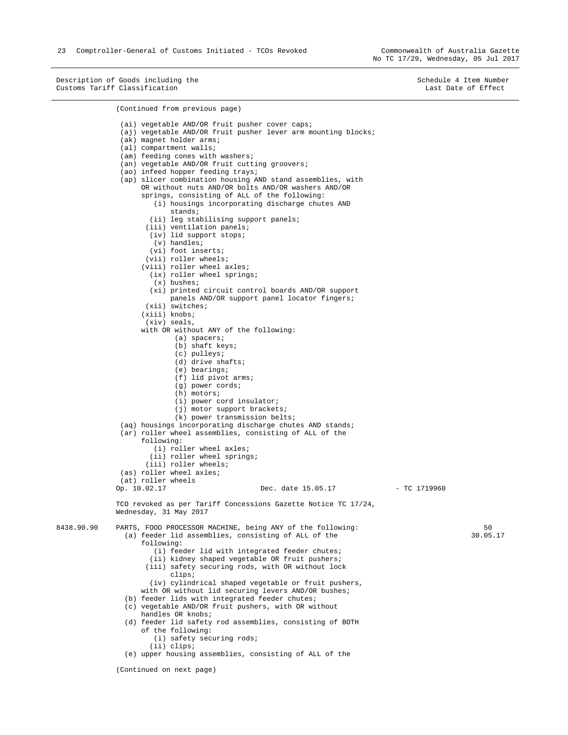Description of Goods including the Customs Tariff Classification | Schedule 4 Item Number Last Date of Effect

(Continued from previous page)

(ai) vegetable AND/OR fruit pusher cover caps;
(aj) vegetable AND/OR fruit pusher lever arm mounting blocks;
(ak) magnet holder arms;
(al) compartment walls;
(am) feeding cones with washers;
(an) vegetable AND/OR fruit cutting groovers;
(ao) infeed hopper feeding trays;
(ap) slicer combination housing AND stand assemblies, with OR without nuts AND/OR bolts AND/OR washers AND/OR springs, consisting of ALL of the following:
- (i) housings incorporating discharge chutes AND stands;
- (ii) leg stabilising support panels;
- (iii) ventilation panels;
- (iv) lid support stops;
- (v) handles;
- (vi) foot inserts;
- (vii) roller wheels;
- (viii) roller wheel axles;
- (ix) roller wheel springs;
- (x) bushes;
- (xi) printed circuit control boards AND/OR support panels AND/OR support panel locator fingers;
- (xii) switches;
- (xiii) knobs;
- (xiv) seals,

with OR without ANY of the following:
- (a) spacers;
- (b) shaft keys;
- (c) pulleys;
- (d) drive shafts;
- (e) bearings;
- (f) lid pivot arms;
- (g) power cords;
- (h) motors;
- (i) power cord insulator;
- (j) motor support brackets;
- (k) power transmission belts;

(aq) housings incorporating discharge chutes AND stands;
(ar) roller wheel assemblies, consisting of ALL of the following:
- (i) roller wheel axles;
- (ii) roller wheel springs;
- (iii) roller wheels;

(as) roller wheel axles;
(at) roller wheels

Op. 10.02.17 Dec. date 15.05.17 - TC 1719960

TCO revoked as per Tariff Concessions Gazette Notice TC 17/24, Wednesday, 31 May 2017

8438.90.90 PARTS, FOOD PROCESSOR MACHINE, being ANY of the following: 50 30.05.17

(a) feeder lid assemblies, consisting of ALL of the following:
- (i) feeder lid with integrated feeder chutes;
- (ii) kidney shaped vegetable OR fruit pushers;
- (iii) safety securing rods, with OR without lock clips;
- (iv) cylindrical shaped vegetable or fruit pushers,

with OR without lid securing levers AND/OR bushes;

(b) feeder lids with integrated feeder chutes;
(c) vegetable AND/OR fruit pushers, with OR without handles OR knobs;
(d) feeder lid safety rod assemblies, consisting of BOTH of the following:
- (i) safety securing rods;
- (ii) clips;

(e) upper housing assemblies, consisting of ALL of the

(Continued on next page)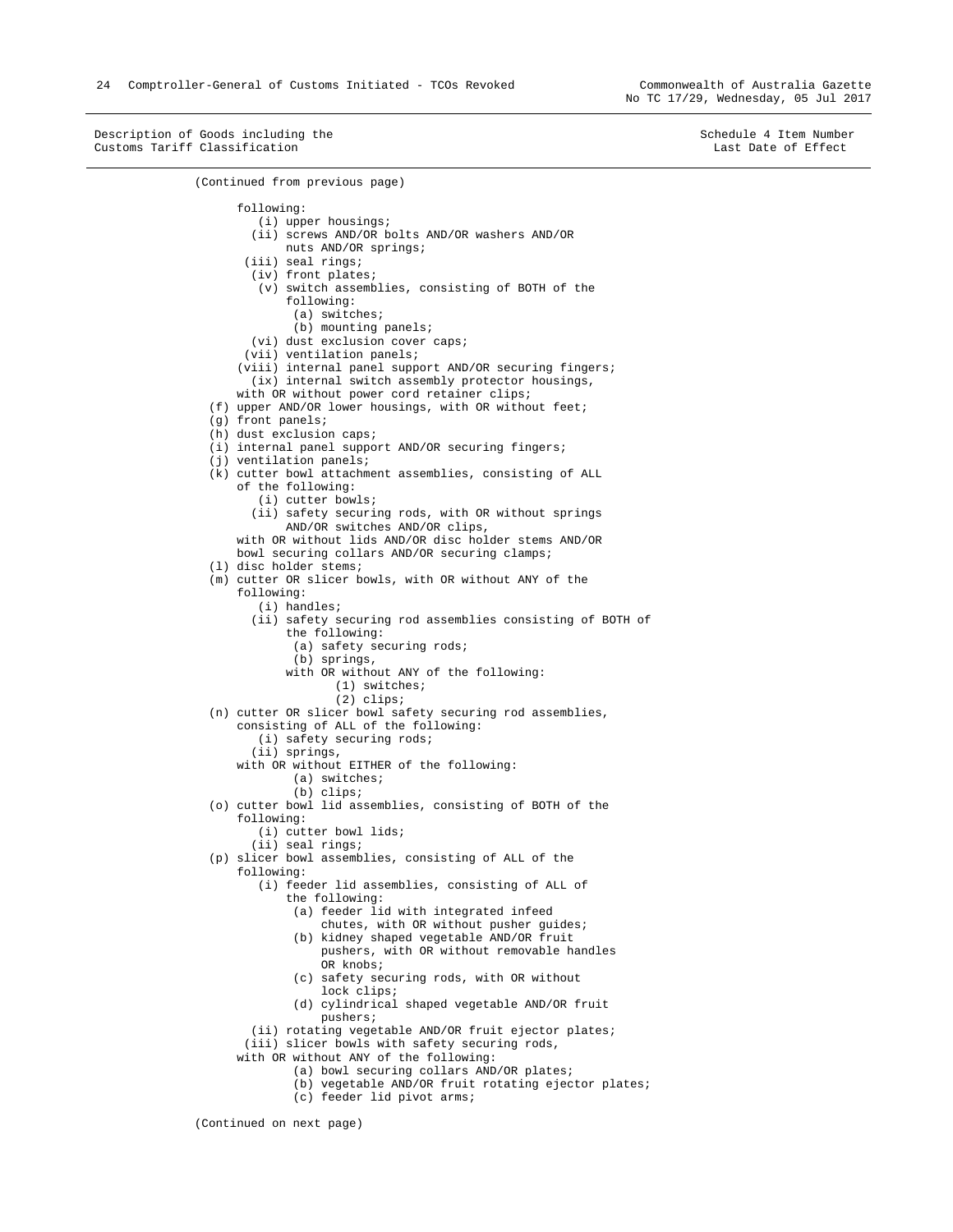| Description of Goods including the Customs Tariff Classification | Schedule 4 Item Number Last Date of Effect |
|---|---|

(Continued from previous page)

following:
- (i) upper housings;
- (ii) screws AND/OR bolts AND/OR washers AND/OR nuts AND/OR springs;
- (iii) seal rings;
- (iv) front plates;
- (v) switch assemblies, consisting of BOTH of the following:
  - (a) switches;
  - (b) mounting panels;
- (vi) dust exclusion cover caps;
- (vii) ventilation panels;
- (viii) internal panel support AND/OR securing fingers;
- (ix) internal switch assembly protector housings,

with OR without power cord retainer clips;

(f) upper AND/OR lower housings, with OR without feet;
(g) front panels;
(h) dust exclusion caps;
(i) internal panel support AND/OR securing fingers;
(j) ventilation panels;
(k) cutter bowl attachment assemblies, consisting of ALL of the following:
- (i) cutter bowls;
- (ii) safety securing rods, with OR without springs AND/OR switches AND/OR clips,

with OR without lids AND/OR disc holder stems AND/OR bowl securing collars AND/OR securing clamps;

(l) disc holder stems;
(m) cutter OR slicer bowls, with OR without ANY of the following:
- (i) handles;
- (ii) safety securing rod assemblies consisting of BOTH of the following:
  - (a) safety securing rods;
  - (b) springs,

  with OR without ANY of the following:
  - (1) switches;
  - (2) clips;

(n) cutter OR slicer bowl safety securing rod assemblies, consisting of ALL of the following:
- (i) safety securing rods;
- (ii) springs,

with OR without EITHER of the following:
- (a) switches;
- (b) clips;

(o) cutter bowl lid assemblies, consisting of BOTH of the following:
- (i) cutter bowl lids;
- (ii) seal rings;

(p) slicer bowl assemblies, consisting of ALL of the following:
- (i) feeder lid assemblies, consisting of ALL of the following:
  - (a) feeder lid with integrated infeed chutes, with OR without pusher guides;
  - (b) kidney shaped vegetable AND/OR fruit pushers, with OR without removable handles OR knobs;
  - (c) safety securing rods, with OR without lock clips;
  - (d) cylindrical shaped vegetable AND/OR fruit pushers;
- (ii) rotating vegetable AND/OR fruit ejector plates;
- (iii) slicer bowls with safety securing rods,

with OR without ANY of the following:
- (a) bowl securing collars AND/OR plates;
- (b) vegetable AND/OR fruit rotating ejector plates;
- (c) feeder lid pivot arms;

(Continued on next page)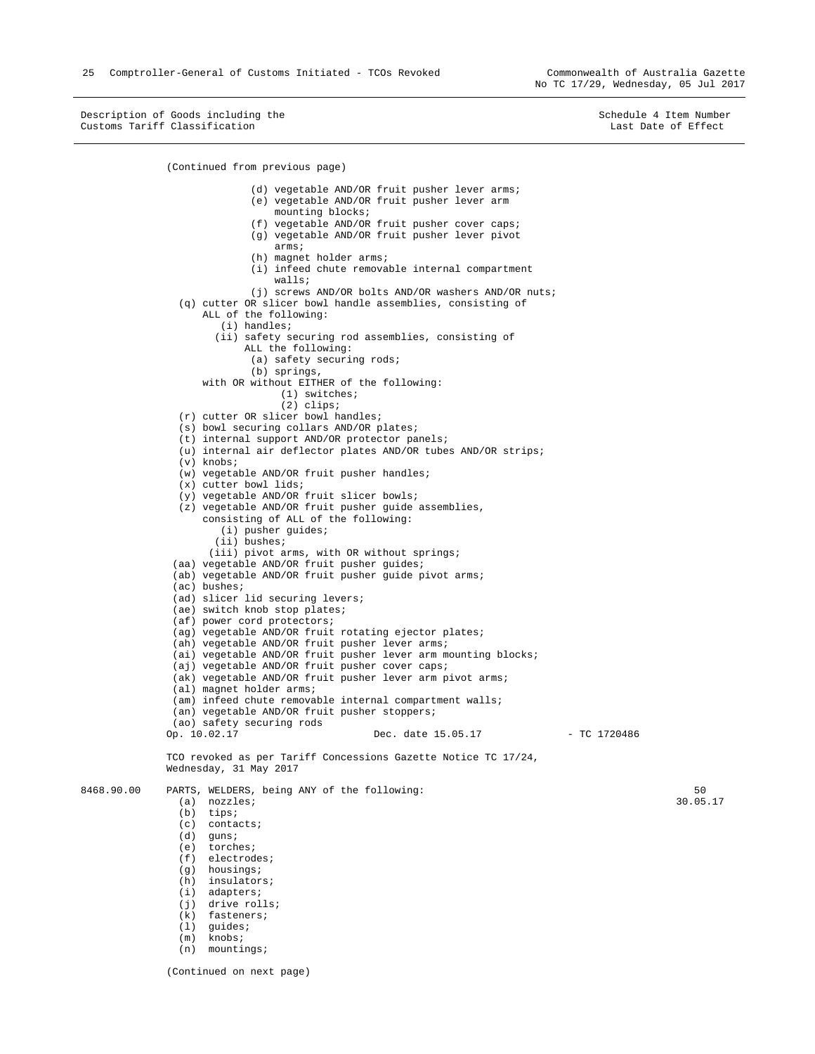Description of Goods including the Customs Tariff Classification | Schedule 4 Item Number / Last Date of Effect

(Continued from previous page)

- (d) vegetable AND/OR fruit pusher lever arms;
- (e) vegetable AND/OR fruit pusher lever arm mounting blocks;
- (f) vegetable AND/OR fruit pusher cover caps;
- (g) vegetable AND/OR fruit pusher lever pivot arms;
- (h) magnet holder arms;
- (i) infeed chute removable internal compartment walls;
- (j) screws AND/OR bolts AND/OR washers AND/OR nuts;

(q) cutter OR slicer bowl handle assemblies, consisting of ALL of the following:
- (i) handles;
- (ii) safety securing rod assemblies, consisting of ALL the following:
  - (a) safety securing rods;
  - (b) springs,

with OR without EITHER of the following:
- (1) switches;
- (2) clips;

(r) cutter OR slicer bowl handles;
(s) bowl securing collars AND/OR plates;
(t) internal support AND/OR protector panels;
(u) internal air deflector plates AND/OR tubes AND/OR strips;
(v) knobs;
(w) vegetable AND/OR fruit pusher handles;
(x) cutter bowl lids;
(y) vegetable AND/OR fruit slicer bowls;
(z) vegetable AND/OR fruit pusher guide assemblies, consisting of ALL of the following:
- (i) pusher guides;
- (ii) bushes;
- (iii) pivot arms, with OR without springs;

(aa) vegetable AND/OR fruit pusher guides;
(ab) vegetable AND/OR fruit pusher guide pivot arms;
(ac) bushes;
(ad) slicer lid securing levers;
(ae) switch knob stop plates;
(af) power cord protectors;
(ag) vegetable AND/OR fruit rotating ejector plates;
(ah) vegetable AND/OR fruit pusher lever arms;
(ai) vegetable AND/OR fruit pusher lever arm mounting blocks;
(aj) vegetable AND/OR fruit pusher cover caps;
(ak) vegetable AND/OR fruit pusher lever arm pivot arms;
(al) magnet holder arms;
(am) infeed chute removable internal compartment walls;
(an) vegetable AND/OR fruit pusher stoppers;
(ao) safety securing rods

Op. 10.02.17 Dec. date 15.05.17 - TC 1720486

TCO revoked as per Tariff Concessions Gazette Notice TC 17/24, Wednesday, 31 May 2017

**8468.90.00** PARTS, WELDERS, being ANY of the following: — 50 / 30.05.17

(a) nozzles;
(b) tips;
(c) contacts;
(d) guns;
(e) torches;
(f) electrodes;
(g) housings;
(h) insulators;
(i) adapters;
(j) drive rolls;
(k) fasteners;
(l) guides;
(m) knobs;
(n) mountings;

(Continued on next page)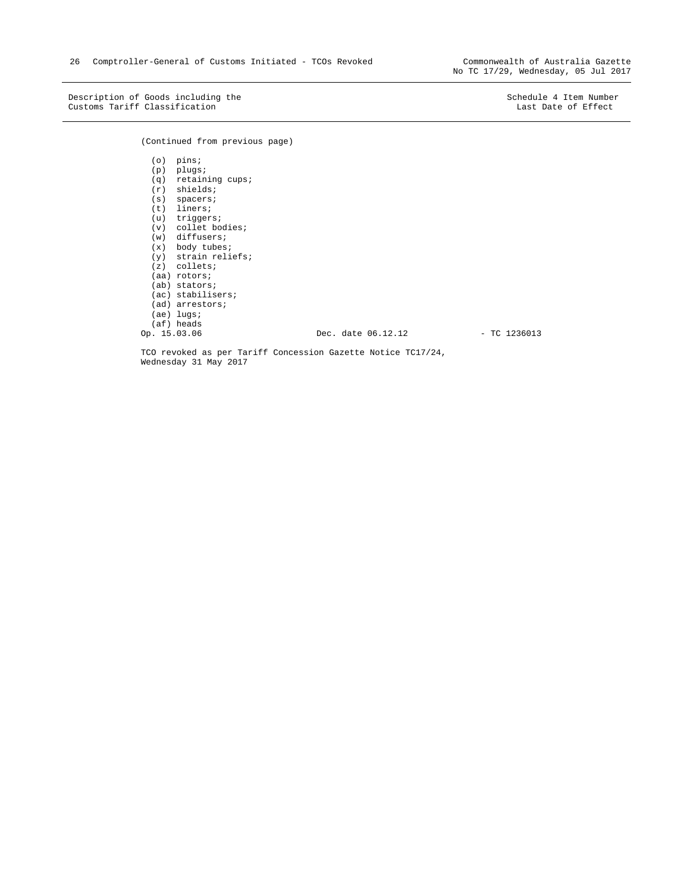Description of Goods including the Customs Tariff Classification — Schedule 4 Item Number Last Date of Effect

(Continued from previous page)

- (o) pins;
- (p) plugs;
- (q) retaining cups;
- (r) shields;
- (s) spacers;
- (t) liners;
- (u) triggers;
- (v) collet bodies;
- (w) diffusers;
- (x) body tubes;
- (y) strain reliefs;
- (z) collets;
- (aa) rotors;
- (ab) stators;
- (ac) stabilisers;
- (ad) arrestors;
- (ae) lugs;
- (af) heads

Op. 15.03.06 Dec. date 06.12.12 - TC 1236013

TCO revoked as per Tariff Concession Gazette Notice TC17/24, Wednesday 31 May 2017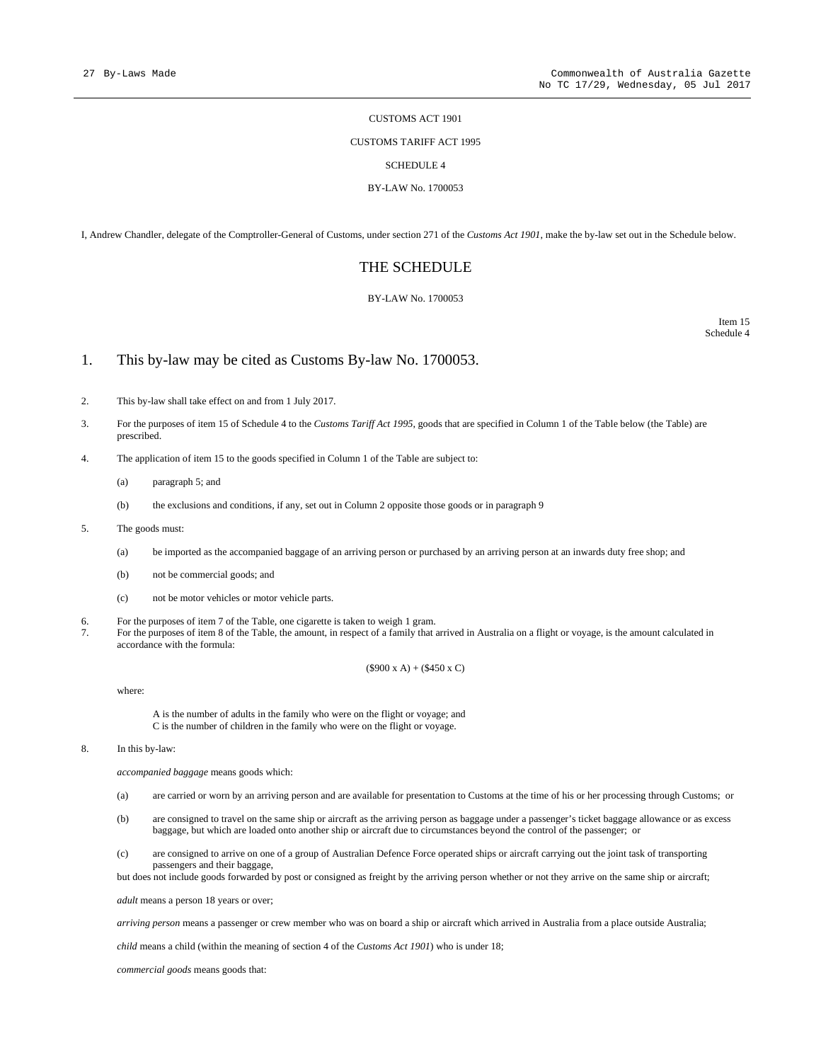CUSTOMS ACT 1901

CUSTOMS TARIFF ACT 1995

SCHEDULE 4

BY-LAW No. 1700053

I, Andrew Chandler, delegate of the Comptroller-General of Customs, under section 271 of the *Customs Act 1901*, make the by-law set out in the Schedule below.

## THE SCHEDULE

BY-LAW No. 1700053

Item 15
Schedule 4

1. This by-law may be cited as Customs By-law No. 1700053.

2. This by-law shall take effect on and from 1 July 2017.

3. For the purposes of item 15 of Schedule 4 to the *Customs Tariff Act 1995*, goods that are specified in Column 1 of the Table below (the Table) are prescribed.

4. The application of item 15 to the goods specified in Column 1 of the Table are subject to:

   (a) paragraph 5; and

   (b) the exclusions and conditions, if any, set out in Column 2 opposite those goods or in paragraph 9

5. The goods must:

   (a) be imported as the accompanied baggage of an arriving person or purchased by an arriving person at an inwards duty free shop; and

   (b) not be commercial goods; and

   (c) not be motor vehicles or motor vehicle parts.

6. For the purposes of item 7 of the Table, one cigarette is taken to weigh 1 gram.

7. For the purposes of item 8 of the Table, the amount, in respect of a family that arrived in Australia on a flight or voyage, is the amount calculated in accordance with the formula:

$$(\$900 \times A) + (\$450 \times C)$$

   where:

   A is the number of adults in the family who were on the flight or voyage; and
   C is the number of children in the family who were on the flight or voyage.

8. In this by-law:

   *accompanied baggage* means goods which:

   (a) are carried or worn by an arriving person and are available for presentation to Customs at the time of his or her processing through Customs; or

   (b) are consigned to travel on the same ship or aircraft as the arriving person as baggage under a passenger's ticket baggage allowance or as excess baggage, but which are loaded onto another ship or aircraft due to circumstances beyond the control of the passenger; or

   (c) are consigned to arrive on one of a group of Australian Defence Force operated ships or aircraft carrying out the joint task of transporting passengers and their baggage,

   but does not include goods forwarded by post or consigned as freight by the arriving person whether or not they arrive on the same ship or aircraft;

   *adult* means a person 18 years or over;

   *arriving person* means a passenger or crew member who was on board a ship or aircraft which arrived in Australia from a place outside Australia;

   *child* means a child (within the meaning of section 4 of the *Customs Act 1901*) who is under 18;

   *commercial goods* means goods that: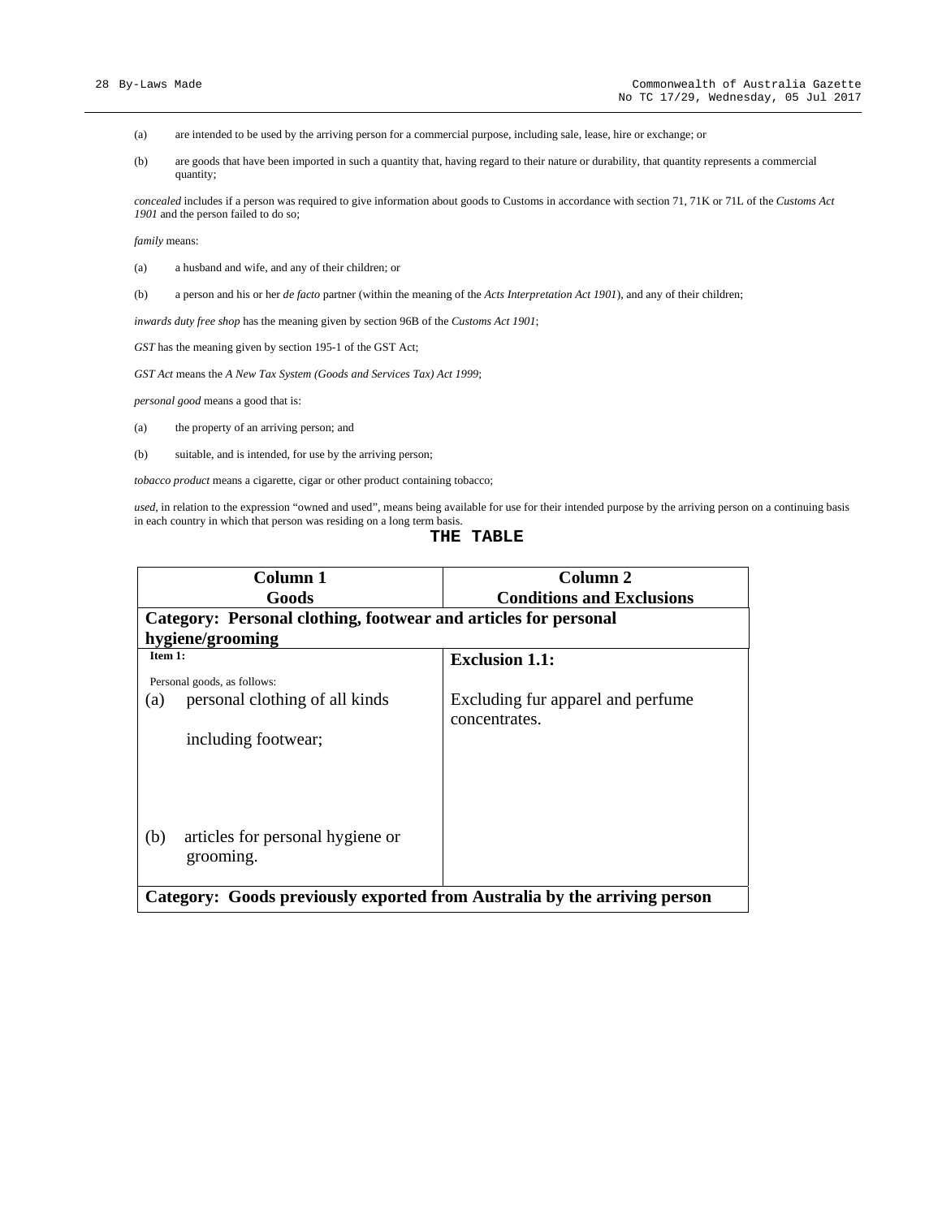(a) are intended to be used by the arriving person for a commercial purpose, including sale, lease, hire or exchange; or

(b) are goods that have been imported in such a quantity that, having regard to their nature or durability, that quantity represents a commercial quantity;

*concealed* includes if a person was required to give information about goods to Customs in accordance with section 71, 71K or 71L of the *Customs Act 1901* and the person failed to do so;

*family* means:

(a) a husband and wife, and any of their children; or

(b) a person and his or her *de facto* partner (within the meaning of the *Acts Interpretation Act 1901*), and any of their children;

*inwards duty free shop* has the meaning given by section 96B of the *Customs Act 1901*;

*GST* has the meaning given by section 195-1 of the GST Act;

*GST Act* means the *A New Tax System (Goods and Services Tax) Act 1999*;

*personal good* means a good that is:

(a) the property of an arriving person; and

(b) suitable, and is intended, for use by the arriving person;

*tobacco product* means a cigarette, cigar or other product containing tobacco;

*used*, in relation to the expression "owned and used", means being available for use for their intended purpose by the arriving person on a continuing basis in each country in which that person was residing on a long term basis.

## THE TABLE

| Column 1<br>Goods | Column 2<br>Conditions and Exclusions |
|---|---|
| **Category: Personal clothing, footwear and articles for personal hygiene/grooming** | |
| **Item 1:**<br>Personal goods, as follows:<br>(a) personal clothing of all kinds including footwear;<br>(b) articles for personal hygiene or grooming. | **Exclusion 1.1:**<br>Excluding fur apparel and perfume concentrates. |
| **Category: Goods previously exported from Australia by the arriving person** | |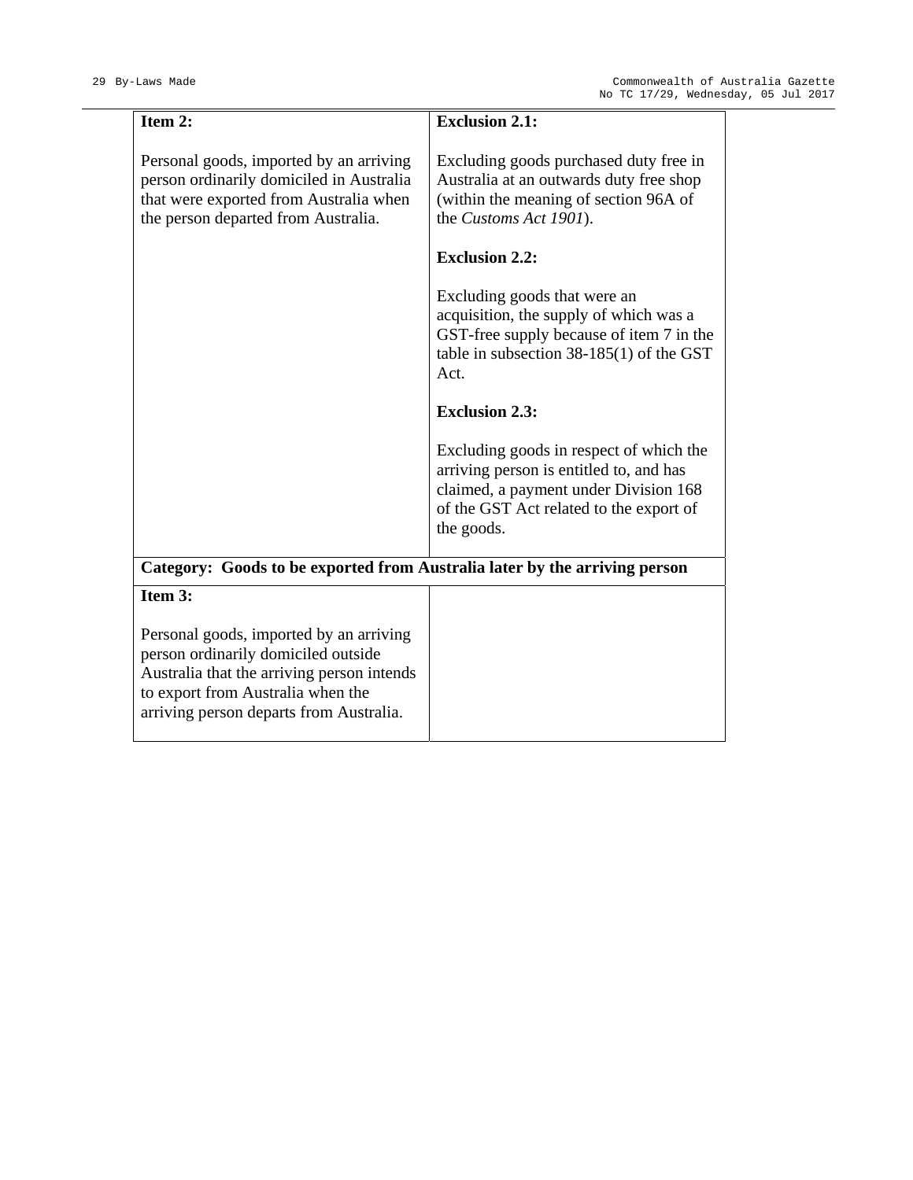| | |
|---|---|
| **Item 2:**<br><br>Personal goods, imported by an arriving person ordinarily domiciled in Australia that were exported from Australia when the person departed from Australia. | **Exclusion 2.1:**<br><br>Excluding goods purchased duty free in Australia at an outwards duty free shop (within the meaning of section 96A of the *Customs Act 1901*).<br><br>**Exclusion 2.2:**<br><br>Excluding goods that were an acquisition, the supply of which was a GST-free supply because of item 7 in the table in subsection 38-185(1) of the GST Act.<br><br>**Exclusion 2.3:**<br><br>Excluding goods in respect of which the arriving person is entitled to, and has claimed, a payment under Division 168 of the GST Act related to the export of the goods. |
| **Category: Goods to be exported from Australia later by the arriving person** | |
| **Item 3:**<br><br>Personal goods, imported by an arriving person ordinarily domiciled outside Australia that the arriving person intends to export from Australia when the arriving person departs from Australia. | |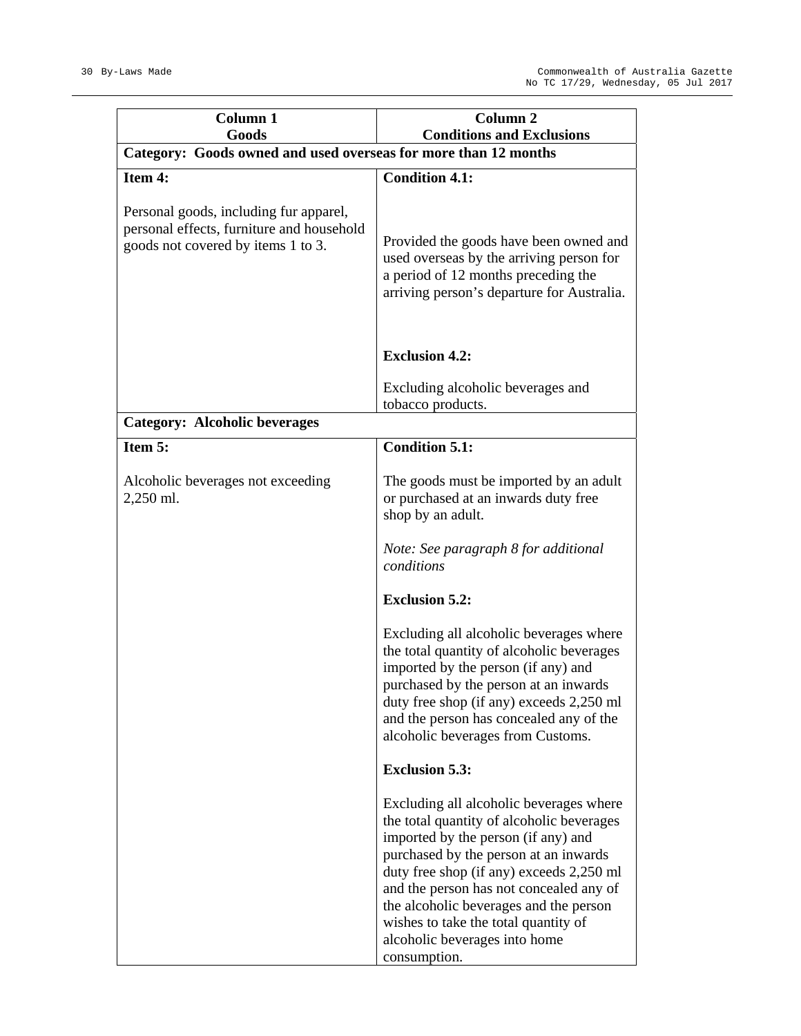| Column 1<br>Goods | Column 2<br>Conditions and Exclusions |
|---|---|
| **Category: Goods owned and used overseas for more than 12 months** | |
| **Item 4:**<br><br>Personal goods, including fur apparel, personal effects, furniture and household goods not covered by items 1 to 3. | **Condition 4.1:**<br><br>Provided the goods have been owned and used overseas by the arriving person for a period of 12 months preceding the arriving person's departure for Australia.<br><br>**Exclusion 4.2:**<br><br>Excluding alcoholic beverages and tobacco products. |
| **Category: Alcoholic beverages** | |
| **Item 5:**<br><br>Alcoholic beverages not exceeding 2,250 ml. | **Condition 5.1:**<br><br>The goods must be imported by an adult or purchased at an inwards duty free shop by an adult.<br><br>*Note: See paragraph 8 for additional conditions*<br><br>**Exclusion 5.2:**<br><br>Excluding all alcoholic beverages where the total quantity of alcoholic beverages imported by the person (if any) and purchased by the person at an inwards duty free shop (if any) exceeds 2,250 ml and the person has concealed any of the alcoholic beverages from Customs.<br><br>**Exclusion 5.3:**<br><br>Excluding all alcoholic beverages where the total quantity of alcoholic beverages imported by the person (if any) and purchased by the person at an inwards duty free shop (if any) exceeds 2,250 ml and the person has not concealed any of the alcoholic beverages and the person wishes to take the total quantity of alcoholic beverages into home consumption. |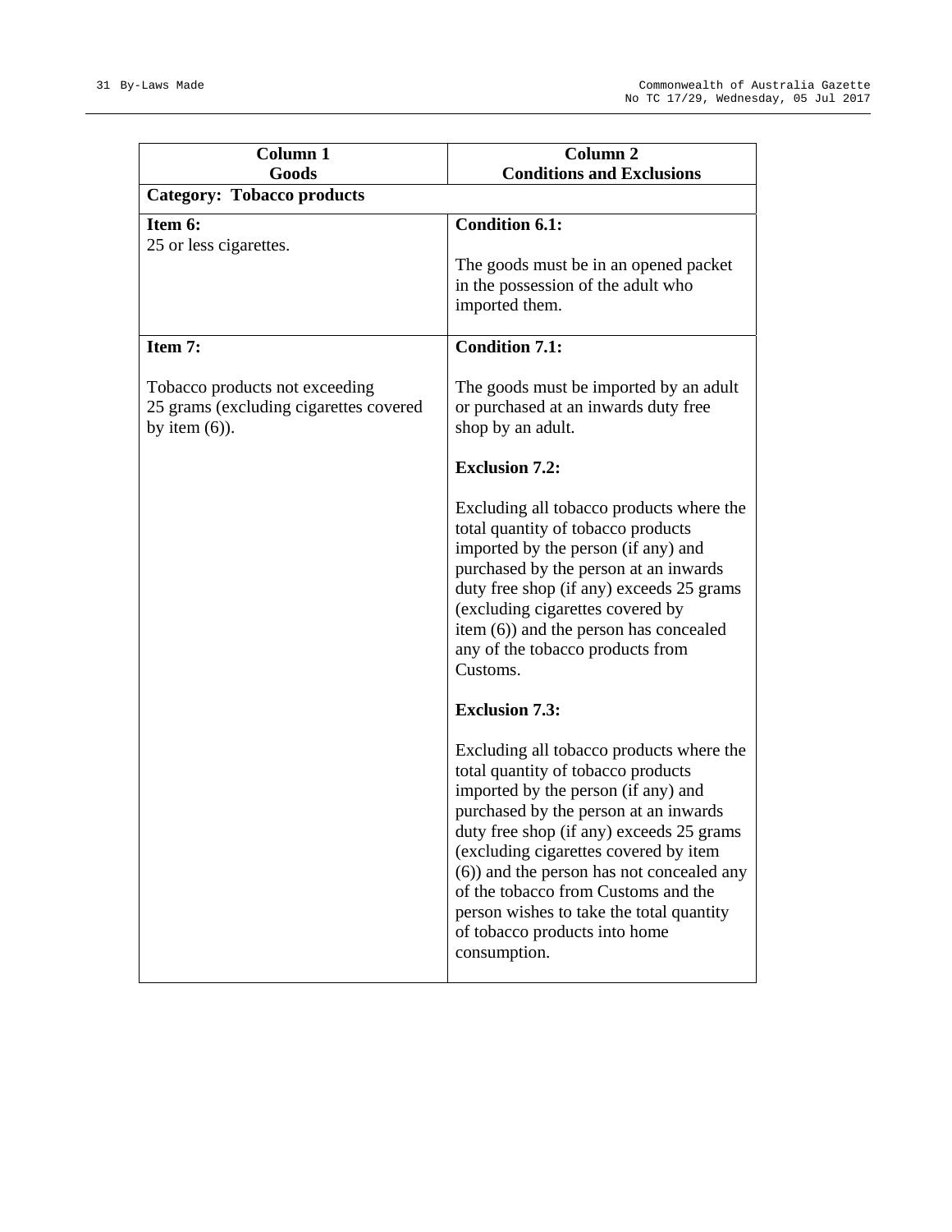| Column 1<br>Goods | Column 2<br>Conditions and Exclusions |
|---|---|
| **Category: Tobacco products** | |
| **Item 6:**<br>25 or less cigarettes. | **Condition 6.1:**<br><br>The goods must be in an opened packet in the possession of the adult who imported them. |
| **Item 7:**<br><br>Tobacco products not exceeding 25 grams (excluding cigarettes covered by item (6)). | **Condition 7.1:**<br><br>The goods must be imported by an adult or purchased at an inwards duty free shop by an adult.<br><br>**Exclusion 7.2:**<br><br>Excluding all tobacco products where the total quantity of tobacco products imported by the person (if any) and purchased by the person at an inwards duty free shop (if any) exceeds 25 grams (excluding cigarettes covered by item (6)) and the person has concealed any of the tobacco products from Customs.<br><br>**Exclusion 7.3:**<br><br>Excluding all tobacco products where the total quantity of tobacco products imported by the person (if any) and purchased by the person at an inwards duty free shop (if any) exceeds 25 grams (excluding cigarettes covered by item (6)) and the person has not concealed any of the tobacco from Customs and the person wishes to take the total quantity of tobacco products into home consumption. |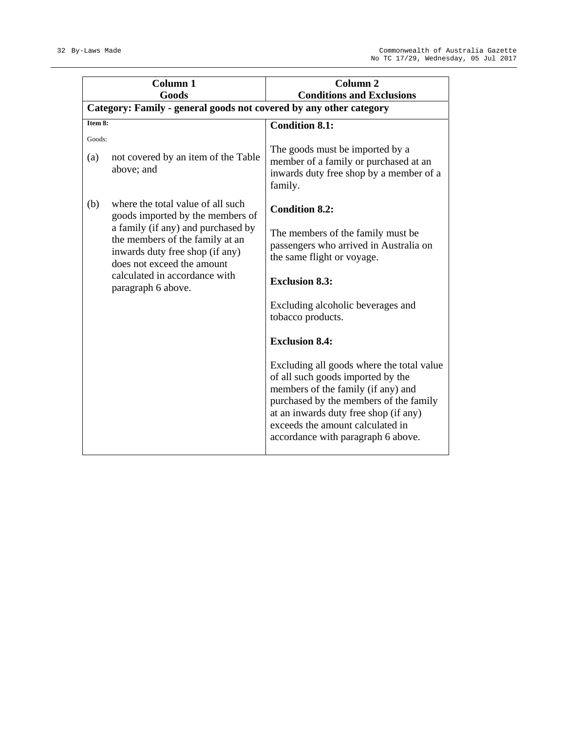| Column 1<br>Goods | Column 2<br>Conditions and Exclusions |
|---|---|
| **Category: Family - general goods not covered by any other category** | |
| **Item 8:**<br><br>Goods:<br><br>(a) not covered by an item of the Table above; and<br><br>(b) where the total value of all such goods imported by the members of a family (if any) and purchased by the members of the family at an inwards duty free shop (if any) does not exceed the amount calculated in accordance with paragraph 6 above. | **Condition 8.1:**<br><br>The goods must be imported by a member of a family or purchased at an inwards duty free shop by a member of a family.<br><br>**Condition 8.2:**<br><br>The members of the family must be passengers who arrived in Australia on the same flight or voyage.<br><br>**Exclusion 8.3:**<br><br>Excluding alcoholic beverages and tobacco products.<br><br>**Exclusion 8.4:**<br><br>Excluding all goods where the total value of all such goods imported by the members of the family (if any) and purchased by the members of the family at an inwards duty free shop (if any) exceeds the amount calculated in accordance with paragraph 6 above. |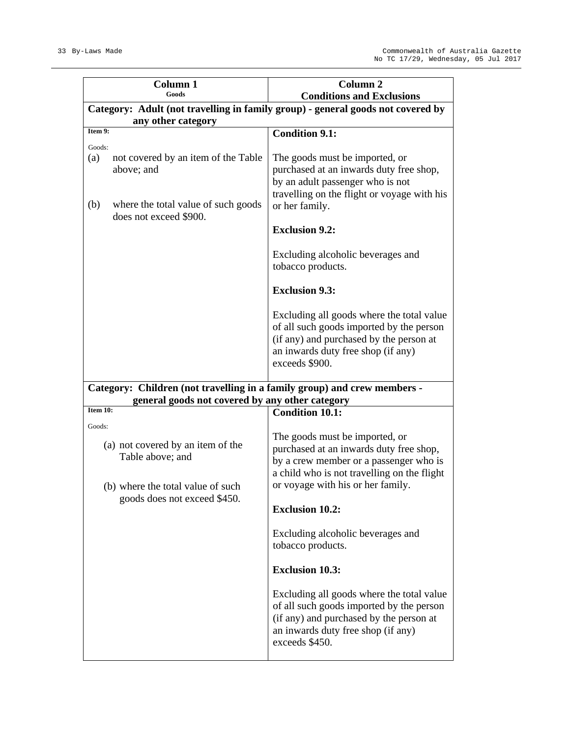| Column 1<br>Goods | Column 2<br>Conditions and Exclusions |
|---|---|
| **Category: Adult (not travelling in family group) - general goods not covered by any other category** | |
| **Item 9:**<br><br>Goods:<br>(a) not covered by an item of the Table above; and<br><br>(b) where the total value of such goods does not exceed $900. | **Condition 9.1:**<br><br>The goods must be imported, or purchased at an inwards duty free shop, by an adult passenger who is not travelling on the flight or voyage with his or her family.<br><br>**Exclusion 9.2:**<br><br>Excluding alcoholic beverages and tobacco products.<br><br>**Exclusion 9.3:**<br><br>Excluding all goods where the total value of all such goods imported by the person (if any) and purchased by the person at an inwards duty free shop (if any) exceeds $900. |
| **Category: Children (not travelling in a family group) and crew members - general goods not covered by any other category** | |
| **Item 10:**<br><br>Goods:<br>(a) not covered by an item of the Table above; and<br><br>(b) where the total value of such goods does not exceed $450. | **Condition 10.1:**<br><br>The goods must be imported, or purchased at an inwards duty free shop, by a crew member or a passenger who is a child who is not travelling on the flight or voyage with his or her family.<br><br>**Exclusion 10.2:**<br><br>Excluding alcoholic beverages and tobacco products.<br><br>**Exclusion 10.3:**<br><br>Excluding all goods where the total value of all such goods imported by the person (if any) and purchased by the person at an inwards duty free shop (if any) exceeds $450. |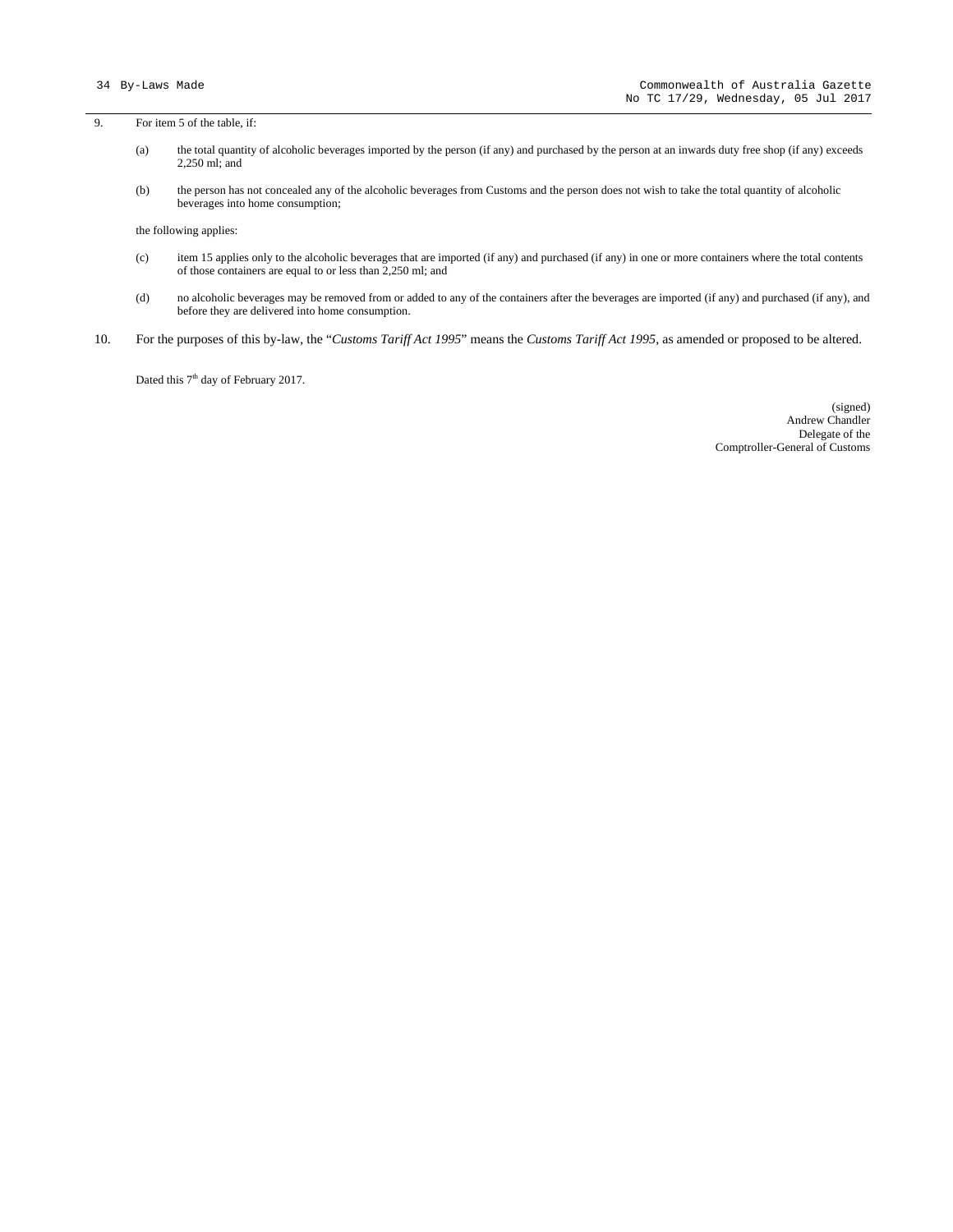9. For item 5 of the table, if:

   (a) the total quantity of alcoholic beverages imported by the person (if any) and purchased by the person at an inwards duty free shop (if any) exceeds 2,250 ml; and

   (b) the person has not concealed any of the alcoholic beverages from Customs and the person does not wish to take the total quantity of alcoholic beverages into home consumption;

   the following applies:

   (c) item 15 applies only to the alcoholic beverages that are imported (if any) and purchased (if any) in one or more containers where the total contents of those containers are equal to or less than 2,250 ml; and

   (d) no alcoholic beverages may be removed from or added to any of the containers after the beverages are imported (if any) and purchased (if any), and before they are delivered into home consumption.

10. For the purposes of this by-law, the "*Customs Tariff Act 1995*" means the *Customs Tariff Act 1995*, as amended or proposed to be altered.

Dated this 7th day of February 2017.

(signed)
Andrew Chandler
Delegate of the
Comptroller-General of Customs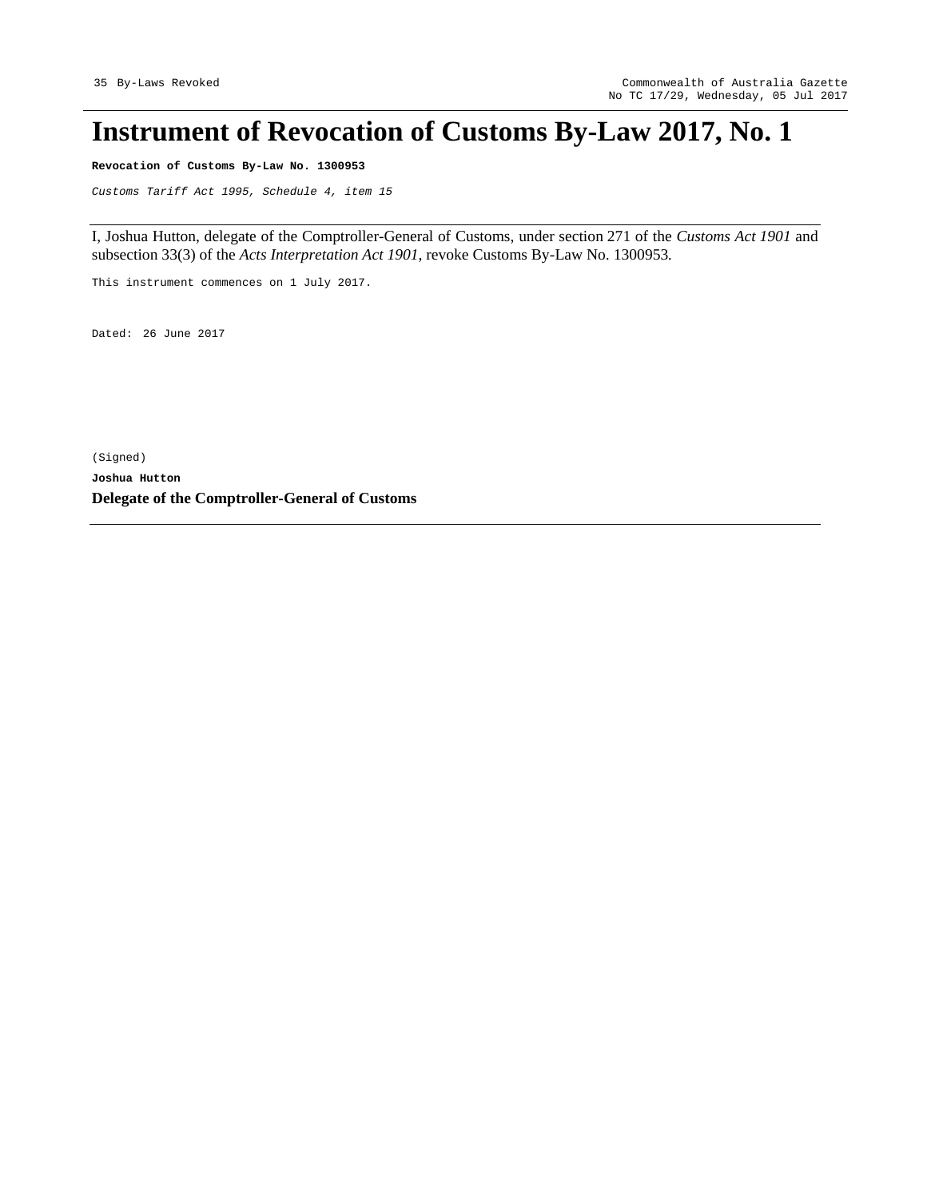# Instrument of Revocation of Customs By-Law 2017, No. 1

**Revocation of Customs By-Law No. 1300953**

*Customs Tariff Act 1995, Schedule 4, item 15*

I, Joshua Hutton, delegate of the Comptroller-General of Customs, under section 271 of the *Customs Act 1901* and subsection 33(3) of the *Acts Interpretation Act 1901*, revoke Customs By-Law No. 1300953.

This instrument commences on 1 July 2017.

Dated: 26 June 2017

(Signed)

**Joshua Hutton**

**Delegate of the Comptroller-General of Customs**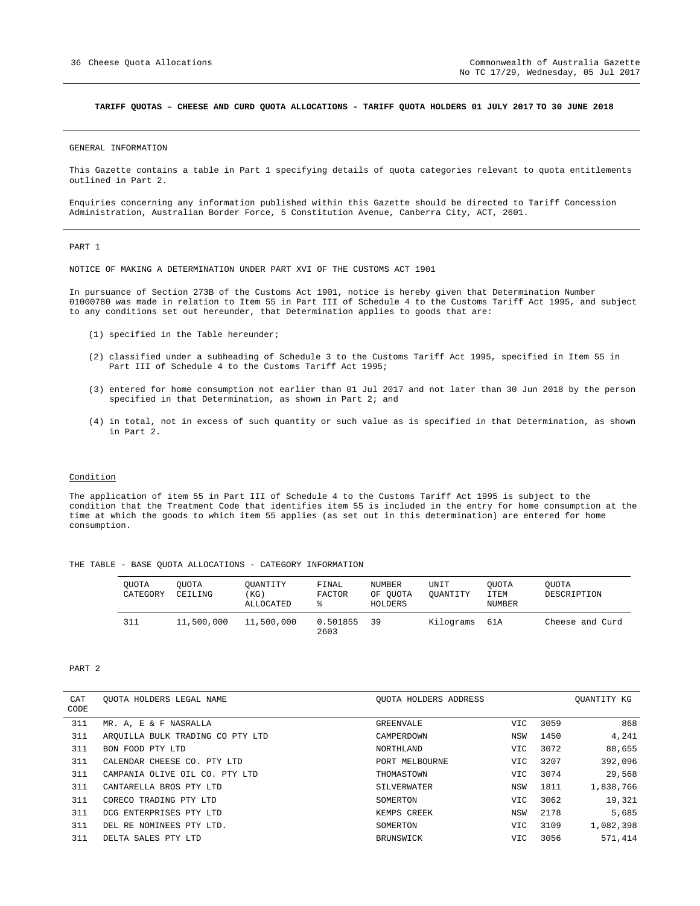**TARIFF QUOTAS – CHEESE AND CURD QUOTA ALLOCATIONS - TARIFF QUOTA HOLDERS 01 JULY 2017 TO 30 JUNE 2018**

GENERAL INFORMATION

This Gazette contains a table in Part 1 specifying details of quota categories relevant to quota entitlements outlined in Part 2.

Enquiries concerning any information published within this Gazette should be directed to Tariff Concession Administration, Australian Border Force, 5 Constitution Avenue, Canberra City, ACT, 2601.

PART 1

NOTICE OF MAKING A DETERMINATION UNDER PART XVI OF THE CUSTOMS ACT 1901

In pursuance of Section 273B of the Customs Act 1901, notice is hereby given that Determination Number 01000780 was made in relation to Item 55 in Part III of Schedule 4 to the Customs Tariff Act 1995, and subject to any conditions set out hereunder, that Determination applies to goods that are:

(1) specified in the Table hereunder;

(2) classified under a subheading of Schedule 3 to the Customs Tariff Act 1995, specified in Item 55 in Part III of Schedule 4 to the Customs Tariff Act 1995;

(3) entered for home consumption not earlier than 01 Jul 2017 and not later than 30 Jun 2018 by the person specified in that Determination, as shown in Part 2; and

(4) in total, not in excess of such quantity or such value as is specified in that Determination, as shown in Part 2.

Condition

The application of item 55 in Part III of Schedule 4 to the Customs Tariff Act 1995 is subject to the condition that the Treatment Code that identifies item 55 is included in the entry for home consumption at the time at which the goods to which item 55 applies (as set out in this determination) are entered for home consumption.

THE TABLE - BASE QUOTA ALLOCATIONS - CATEGORY INFORMATION

| QUOTA CATEGORY | QUOTA CEILING | QUANTITY (KG) ALLOCATED | FINAL FACTOR % | NUMBER OF QUOTA HOLDERS | UNIT QUANTITY | QUOTA ITEM NUMBER | QUOTA DESCRIPTION |
|---|---|---|---|---|---|---|---|
| 311 | 11,500,000 | 11,500,000 | 0.501855 2603 | 39 | Kilograms | 61A | Cheese and Curd |

PART 2

| CAT CODE | QUOTA HOLDERS LEGAL NAME | QUOTA HOLDERS ADDRESS | | | QUANTITY KG |
|---|---|---|---|---|---|
| 311 | MR. A, E & F NASRALLA | GREENVALE | VIC | 3059 | 868 |
| 311 | ARQUILLA BULK TRADING CO PTY LTD | CAMPERDOWN | NSW | 1450 | 4,241 |
| 311 | BON FOOD PTY LTD | NORTHLAND | VIC | 3072 | 88,655 |
| 311 | CALENDAR CHEESE CO. PTY LTD | PORT MELBOURNE | VIC | 3207 | 392,096 |
| 311 | CAMPANIA OLIVE OIL CO. PTY LTD | THOMASTOWN | VIC | 3074 | 29,568 |
| 311 | CANTARELLA BROS PTY LTD | SILVERWATER | NSW | 1811 | 1,838,766 |
| 311 | CORECO TRADING PTY LTD | SOMERTON | VIC | 3062 | 19,321 |
| 311 | DCG ENTERPRISES PTY LTD | KEMPS CREEK | NSW | 2178 | 5,685 |
| 311 | DEL RE NOMINEES PTY LTD. | SOMERTON | VIC | 3109 | 1,082,398 |
| 311 | DELTA SALES PTY LTD | BRUNSWICK | VIC | 3056 | 571,414 |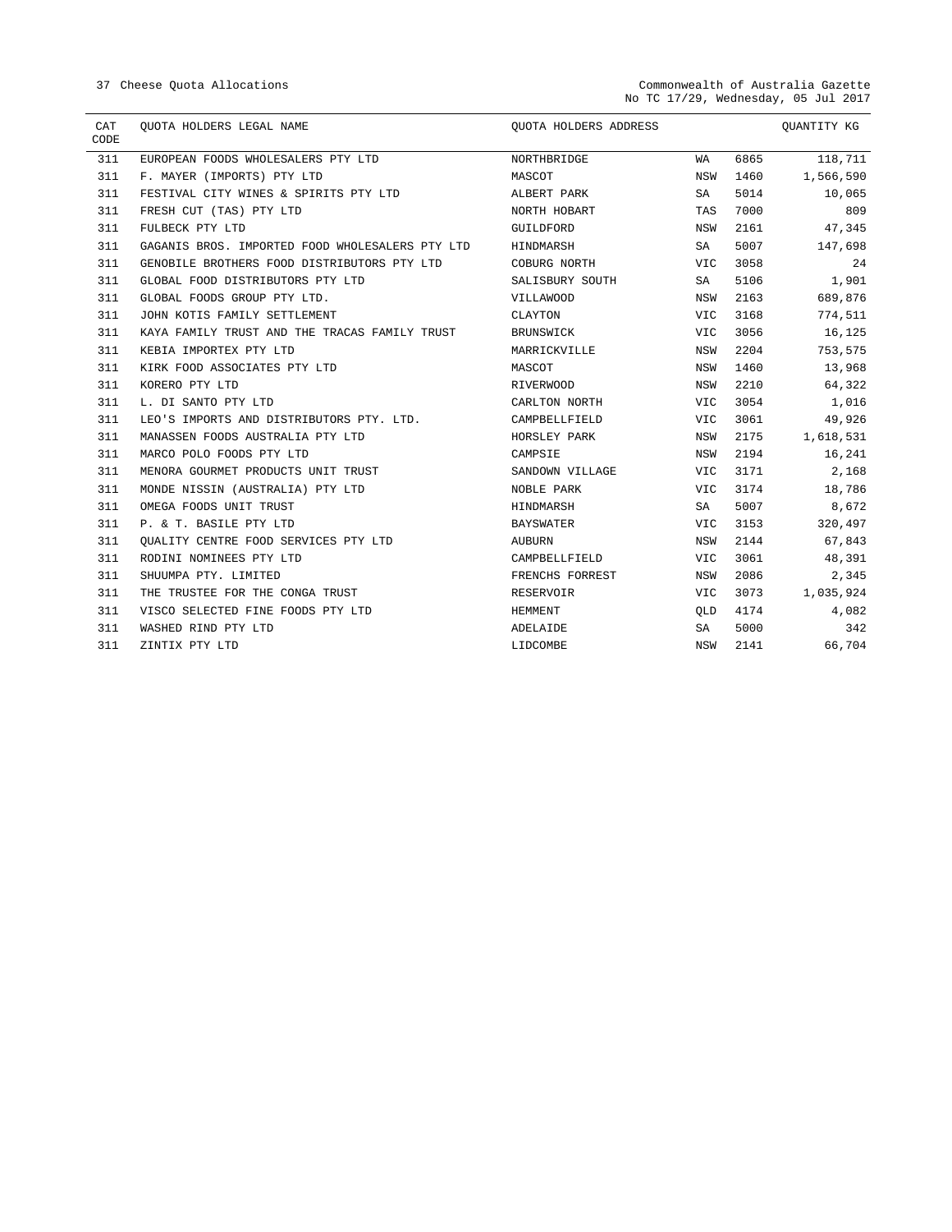| CAT CODE | QUOTA HOLDERS LEGAL NAME | QUOTA HOLDERS ADDRESS | | | QUANTITY KG |
|---|---|---|---|---|---|
| 311 | EUROPEAN FOODS WHOLESALERS PTY LTD | NORTHBRIDGE | WA | 6865 | 118,711 |
| 311 | F. MAYER (IMPORTS) PTY LTD | MASCOT | NSW | 1460 | 1,566,590 |
| 311 | FESTIVAL CITY WINES & SPIRITS PTY LTD | ALBERT PARK | SA | 5014 | 10,065 |
| 311 | FRESH CUT (TAS) PTY LTD | NORTH HOBART | TAS | 7000 | 809 |
| 311 | FULBECK PTY LTD | GUILDFORD | NSW | 2161 | 47,345 |
| 311 | GAGANIS BROS. IMPORTED FOOD WHOLESALERS PTY LTD | HINDMARSH | SA | 5007 | 147,698 |
| 311 | GENOBILE BROTHERS FOOD DISTRIBUTORS PTY LTD | COBURG NORTH | VIC | 3058 | 24 |
| 311 | GLOBAL FOOD DISTRIBUTORS PTY LTD | SALISBURY SOUTH | SA | 5106 | 1,901 |
| 311 | GLOBAL FOODS GROUP PTY LTD. | VILLAWOOD | NSW | 2163 | 689,876 |
| 311 | JOHN KOTIS FAMILY SETTLEMENT | CLAYTON | VIC | 3168 | 774,511 |
| 311 | KAYA FAMILY TRUST AND THE TRACAS FAMILY TRUST | BRUNSWICK | VIC | 3056 | 16,125 |
| 311 | KEBIA IMPORTEX PTY LTD | MARRICKVILLE | NSW | 2204 | 753,575 |
| 311 | KIRK FOOD ASSOCIATES PTY LTD | MASCOT | NSW | 1460 | 13,968 |
| 311 | KORERO PTY LTD | RIVERWOOD | NSW | 2210 | 64,322 |
| 311 | L. DI SANTO PTY LTD | CARLTON NORTH | VIC | 3054 | 1,016 |
| 311 | LEO'S IMPORTS AND DISTRIBUTORS PTY. LTD. | CAMPBELLFIELD | VIC | 3061 | 49,926 |
| 311 | MANASSEN FOODS AUSTRALIA PTY LTD | HORSLEY PARK | NSW | 2175 | 1,618,531 |
| 311 | MARCO POLO FOODS PTY LTD | CAMPSIE | NSW | 2194 | 16,241 |
| 311 | MENORA GOURMET PRODUCTS UNIT TRUST | SANDOWN VILLAGE | VIC | 3171 | 2,168 |
| 311 | MONDE NISSIN (AUSTRALIA) PTY LTD | NOBLE PARK | VIC | 3174 | 18,786 |
| 311 | OMEGA FOODS UNIT TRUST | HINDMARSH | SA | 5007 | 8,672 |
| 311 | P. & T. BASILE PTY LTD | BAYSWATER | VIC | 3153 | 320,497 |
| 311 | QUALITY CENTRE FOOD SERVICES PTY LTD | AUBURN | NSW | 2144 | 67,843 |
| 311 | RODINI NOMINEES PTY LTD | CAMPBELLFIELD | VIC | 3061 | 48,391 |
| 311 | SHUUMPA PTY. LIMITED | FRENCHS FORREST | NSW | 2086 | 2,345 |
| 311 | THE TRUSTEE FOR THE CONGA TRUST | RESERVOIR | VIC | 3073 | 1,035,924 |
| 311 | VISCO SELECTED FINE FOODS PTY LTD | HEMMENT | QLD | 4174 | 4,082 |
| 311 | WASHED RIND PTY LTD | ADELAIDE | SA | 5000 | 342 |
| 311 | ZINTIX PTY LTD | LIDCOMBE | NSW | 2141 | 66,704 |